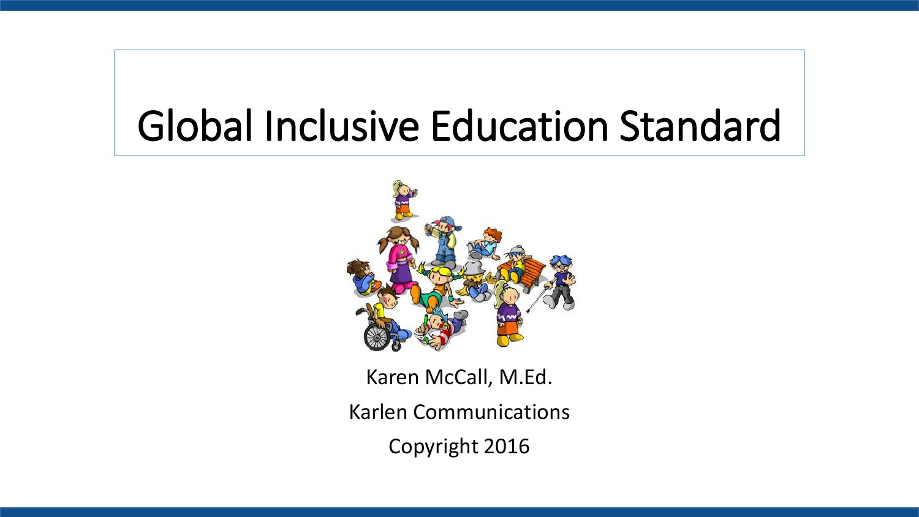# Global Inclusive Education Standard

Karen McCall, M.Ed.

Karlen Communications

Copyright 2016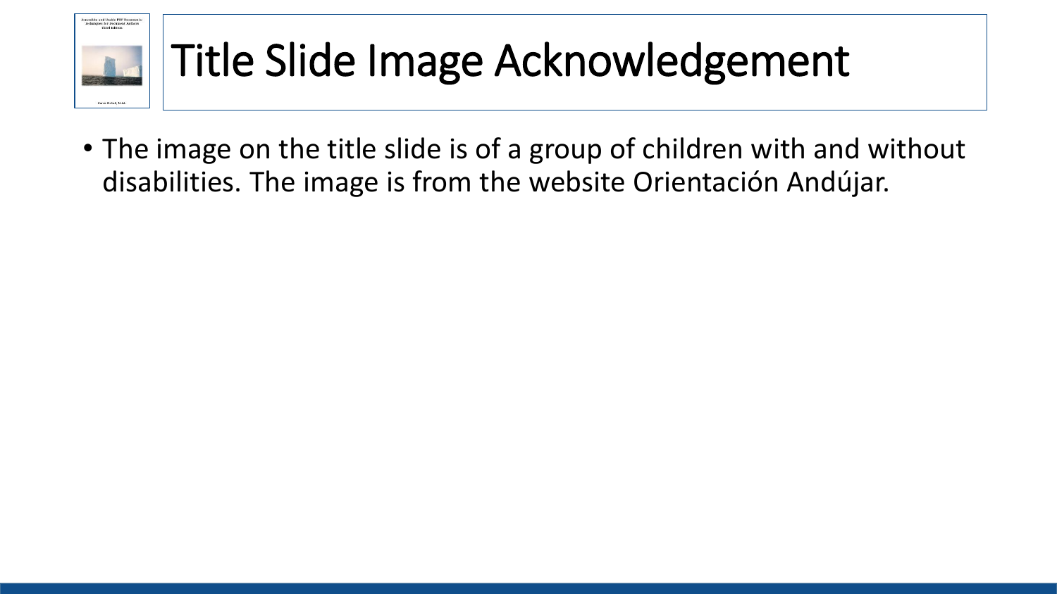# Title Slide Image Acknowledgement

- The image on the title slide is of a group of children with and without disabilities. The image is from the website Orientación Andújar.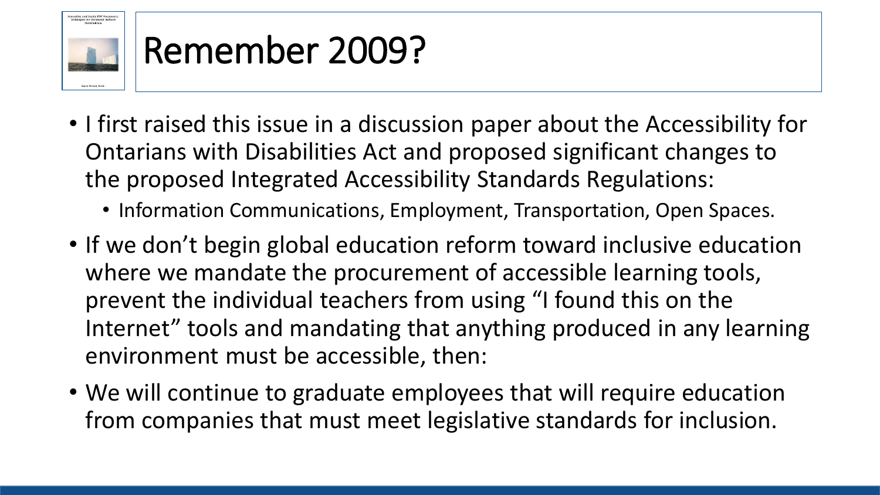# Remember 2009?

- I first raised this issue in a discussion paper about the Accessibility for Ontarians with Disabilities Act and proposed significant changes to the proposed Integrated Accessibility Standards Regulations:
  - Information Communications, Employment, Transportation, Open Spaces.
- If we don't begin global education reform toward inclusive education where we mandate the procurement of accessible learning tools, prevent the individual teachers from using "I found this on the Internet" tools and mandating that anything produced in any learning environment must be accessible, then:
- We will continue to graduate employees that will require education from companies that must meet legislative standards for inclusion.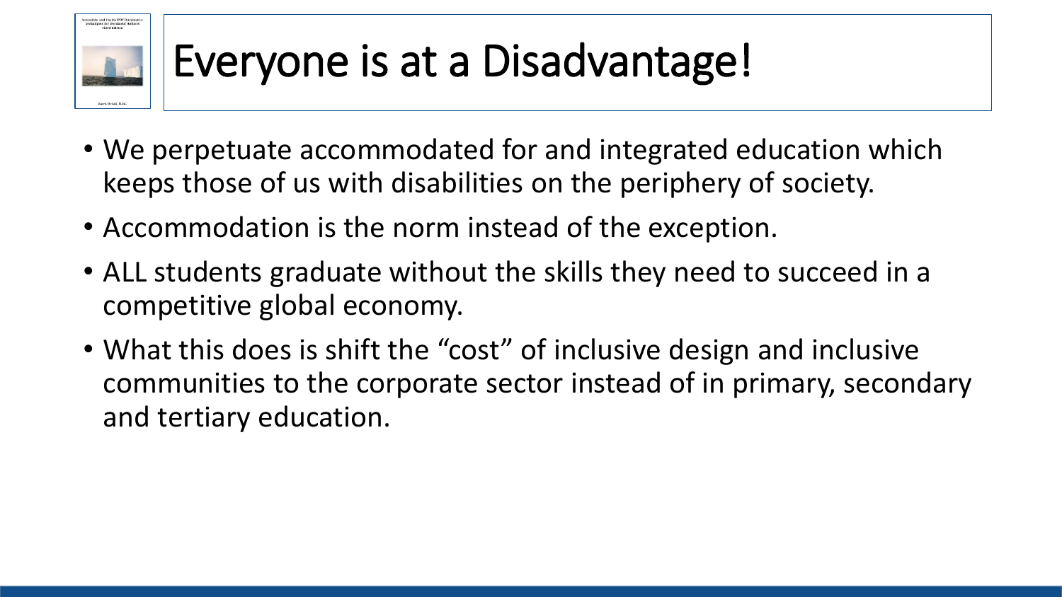# Everyone is at a Disadvantage!

- We perpetuate accommodated for and integrated education which keeps those of us with disabilities on the periphery of society.
- Accommodation is the norm instead of the exception.
- ALL students graduate without the skills they need to succeed in a competitive global economy.
- What this does is shift the “cost” of inclusive design and inclusive communities to the corporate sector instead of in primary, secondary and tertiary education.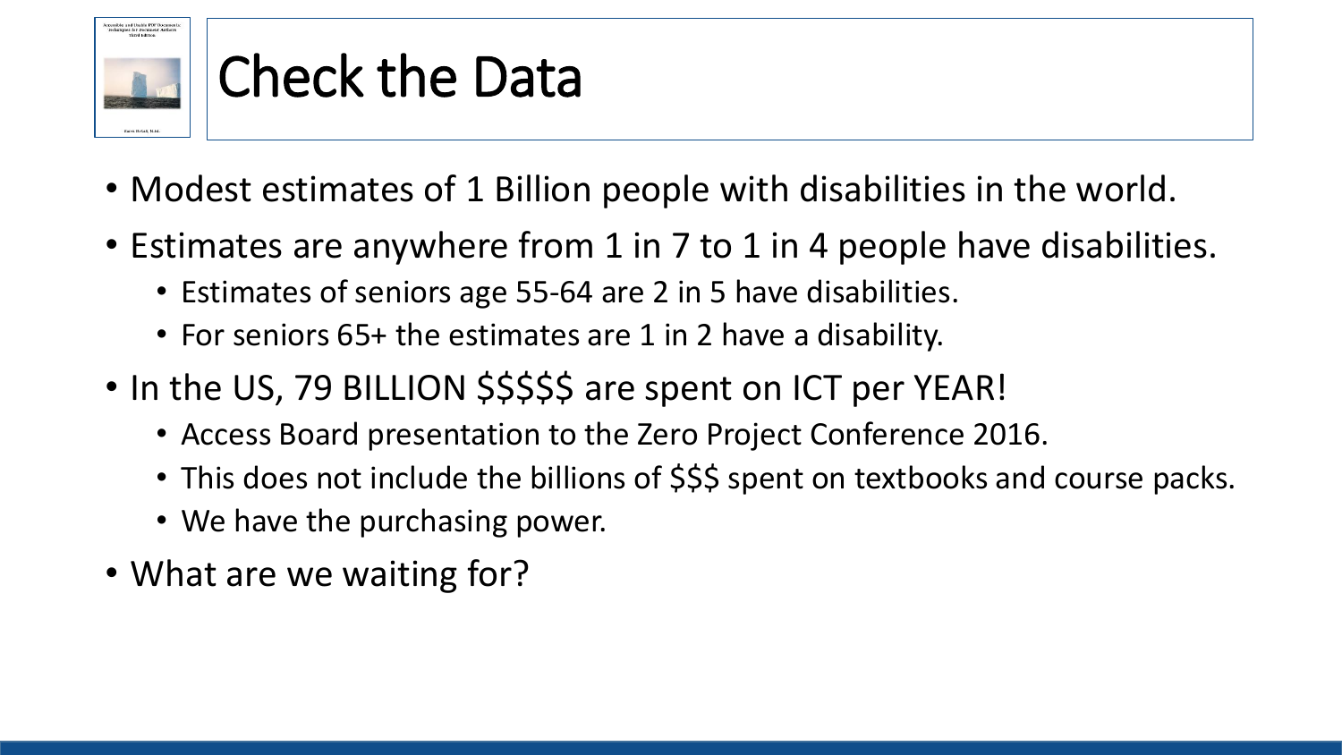# Check the Data

- Modest estimates of 1 Billion people with disabilities in the world.
- Estimates are anywhere from 1 in 7 to 1 in 4 people have disabilities.
  - Estimates of seniors age 55-64 are 2 in 5 have disabilities.
  - For seniors 65+ the estimates are 1 in 2 have a disability.
- In the US, 79 BILLION $$$$$ are spent on ICT per YEAR!
  - Access Board presentation to the Zero Project Conference 2016.
  - This does not include the billions of $$$ spent on textbooks and course packs.
  - We have the purchasing power.
- What are we waiting for?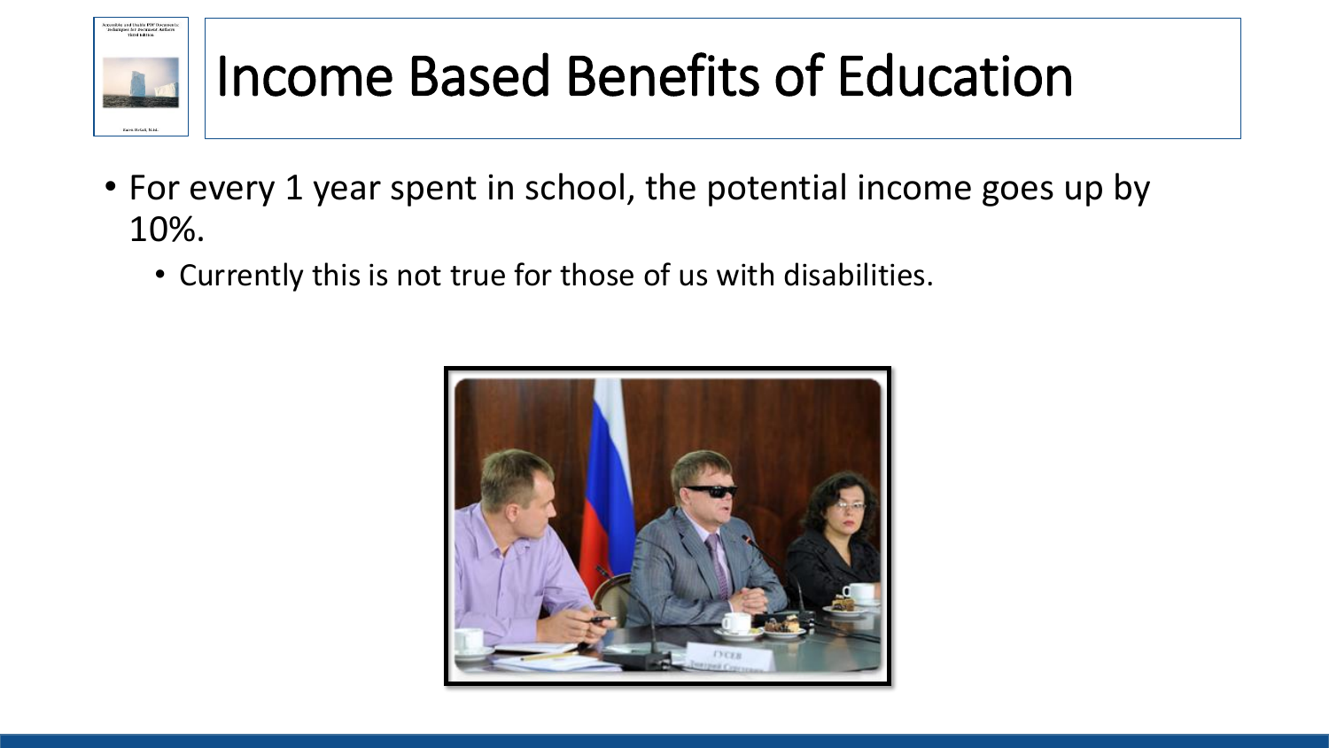# Income Based Benefits of Education

- For every 1 year spent in school, the potential income goes up by 10%.
  - Currently this is not true for those of us with disabilities.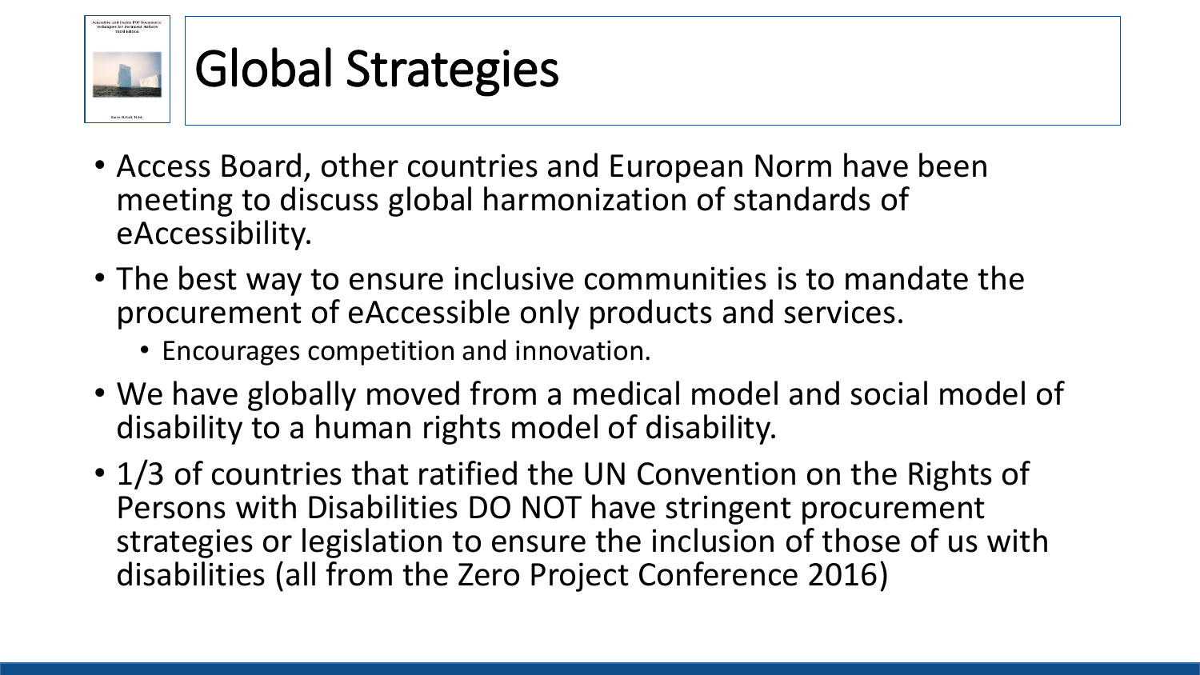# Global Strategies

- Access Board, other countries and European Norm have been meeting to discuss global harmonization of standards of eAccessibility.
- The best way to ensure inclusive communities is to mandate the procurement of eAccessible only products and services.
  - Encourages competition and innovation.
- We have globally moved from a medical model and social model of disability to a human rights model of disability.
- 1/3 of countries that ratified the UN Convention on the Rights of Persons with Disabilities DO NOT have stringent procurement strategies or legislation to ensure the inclusion of those of us with disabilities (all from the Zero Project Conference 2016)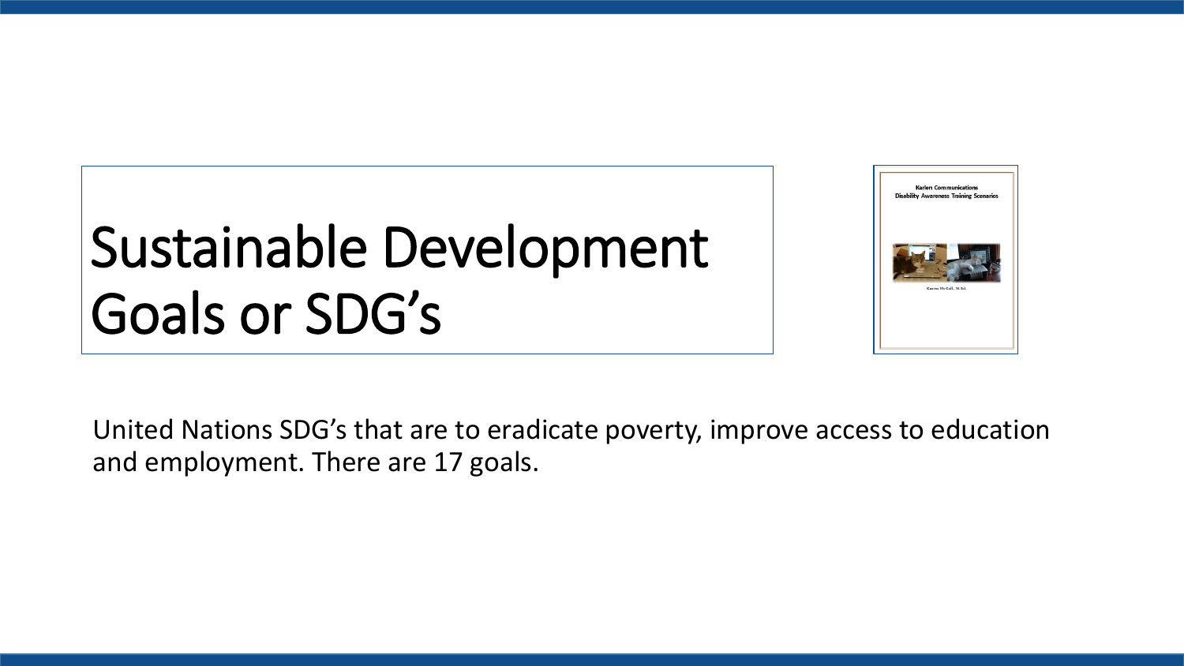# Sustainable Development Goals or SDG's

United Nations SDG's that are to eradicate poverty, improve access to education and employment. There are 17 goals.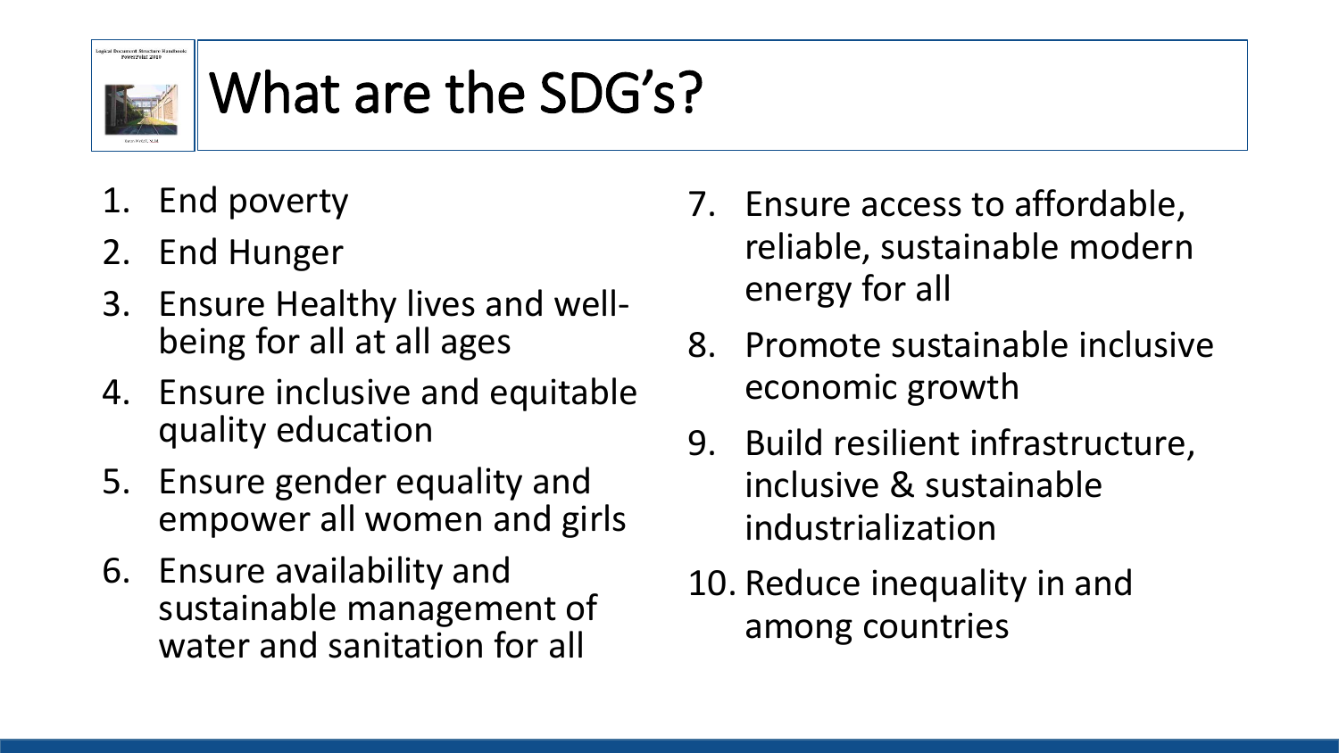# What are the SDG’s?

1. End poverty
2. End Hunger
3. Ensure Healthy lives and well-being for all at all ages
4. Ensure inclusive and equitable quality education
5. Ensure gender equality and empower all women and girls
6. Ensure availability and sustainable management of water and sanitation for all
7. Ensure access to affordable, reliable, sustainable modern energy for all
8. Promote sustainable inclusive economic growth
9. Build resilient infrastructure, inclusive & sustainable industrialization
10. Reduce inequality in and among countries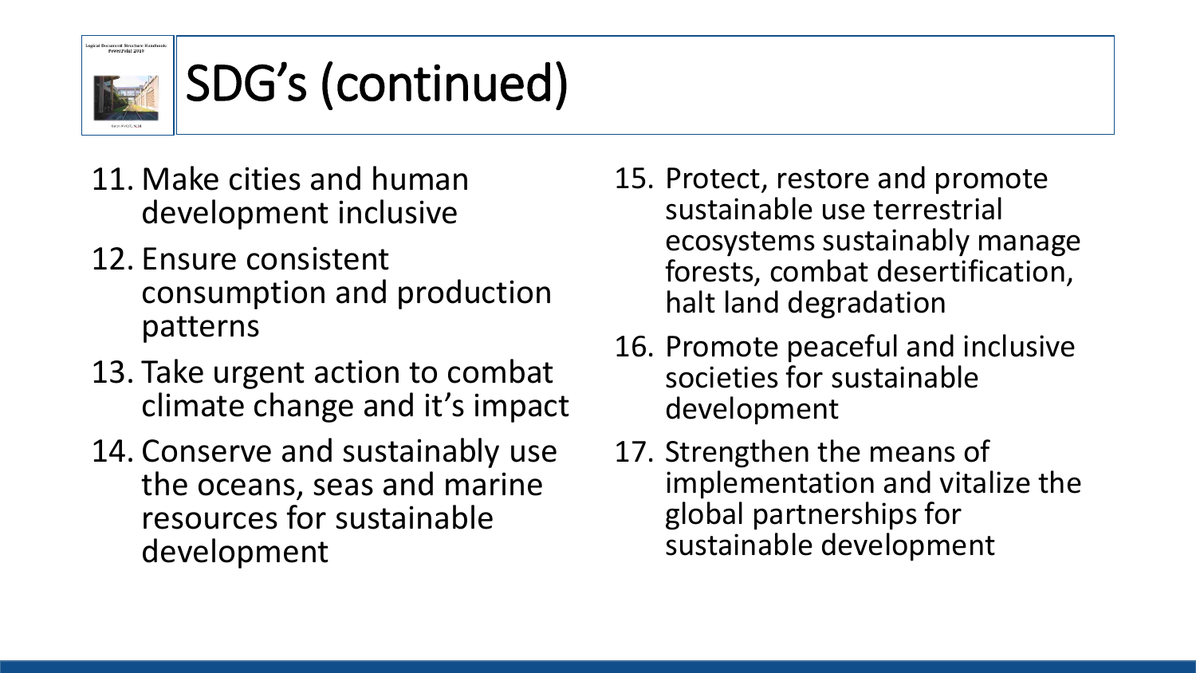# SDG's (continued)

11. Make cities and human development inclusive
12. Ensure consistent consumption and production patterns
13. Take urgent action to combat climate change and it's impact
14. Conserve and sustainably use the oceans, seas and marine resources for sustainable development
15. Protect, restore and promote sustainable use terrestrial ecosystems sustainably manage forests, combat desertification, halt land degradation
16. Promote peaceful and inclusive societies for sustainable development
17. Strengthen the means of implementation and vitalize the global partnerships for sustainable development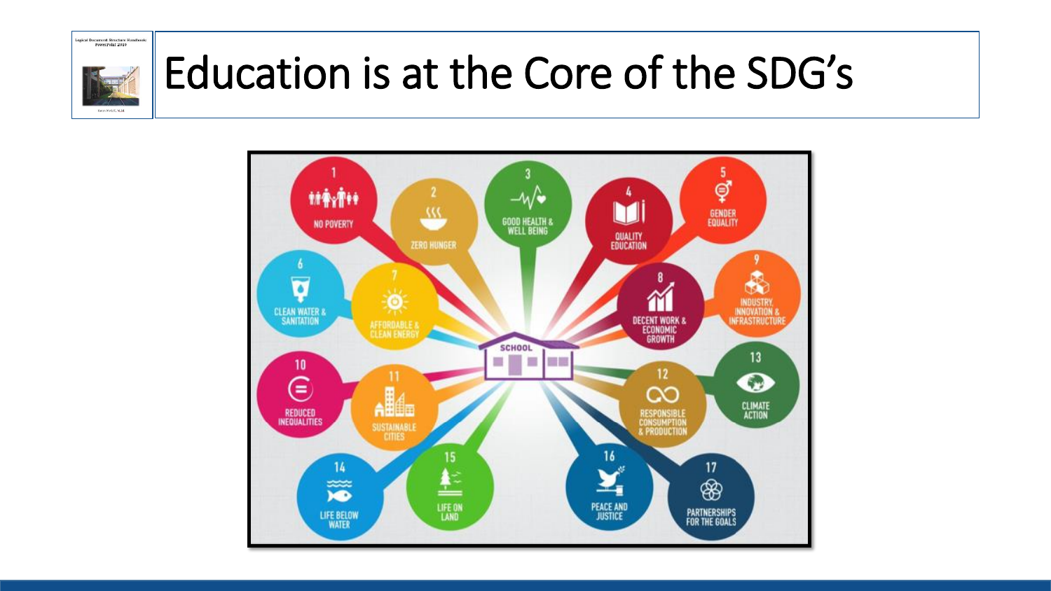# Education is at the Core of the SDG's

1 NO POVERTY

2 ZERO HUNGER

3 GOOD HEALTH & WELL BEING

4 QUALITY EDUCATION

5 GENDER EQUALITY

6 CLEAN WATER & SANITATION

7 AFFORDABLE & CLEAN ENERGY

8 DECENT WORK & ECONOMIC GROWTH

9 INDUSTRY, INNOVATION & INFRASTRUCTURE

10 REDUCED INEQUALITIES

11 SUSTAINABLE CITIES

12 RESPONSIBLE CONSUMPTION & PRODUCTION

13 CLIMATE ACTION

14 LIFE BELOW WATER

15 LIFE ON LAND

16 PEACE AND JUSTICE

17 PARTNERSHIPS FOR THE GOALS

SCHOOL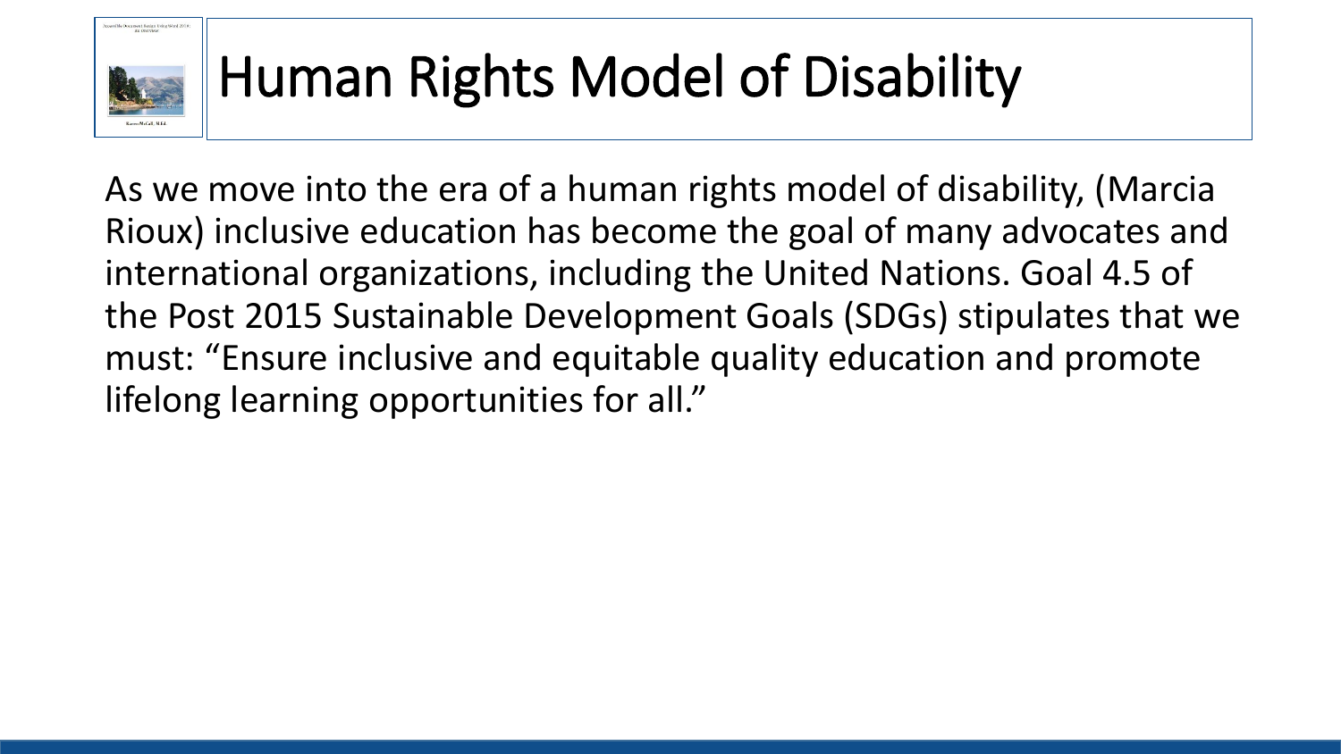# Human Rights Model of Disability

As we move into the era of a human rights model of disability, (Marcia Rioux) inclusive education has become the goal of many advocates and international organizations, including the United Nations. Goal 4.5 of the Post 2015 Sustainable Development Goals (SDGs) stipulates that we must: "Ensure inclusive and equitable quality education and promote lifelong learning opportunities for all."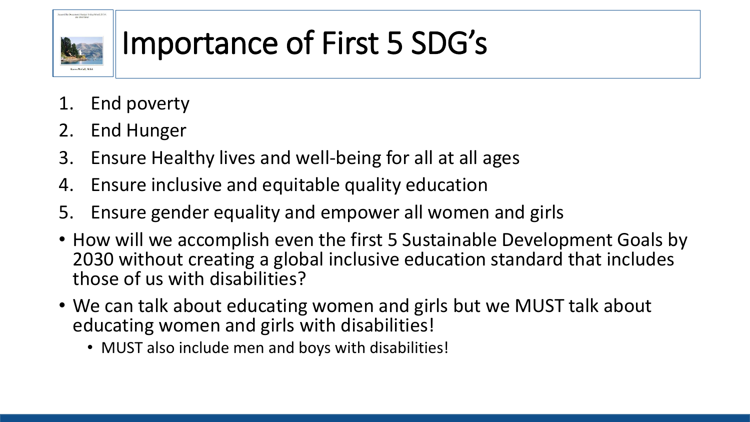# Importance of First 5 SDG's

1. End poverty
2. End Hunger
3. Ensure Healthy lives and well-being for all at all ages
4. Ensure inclusive and equitable quality education
5. Ensure gender equality and empower all women and girls

- How will we accomplish even the first 5 Sustainable Development Goals by 2030 without creating a global inclusive education standard that includes those of us with disabilities?
- We can talk about educating women and girls but we MUST talk about educating women and girls with disabilities!
  - MUST also include men and boys with disabilities!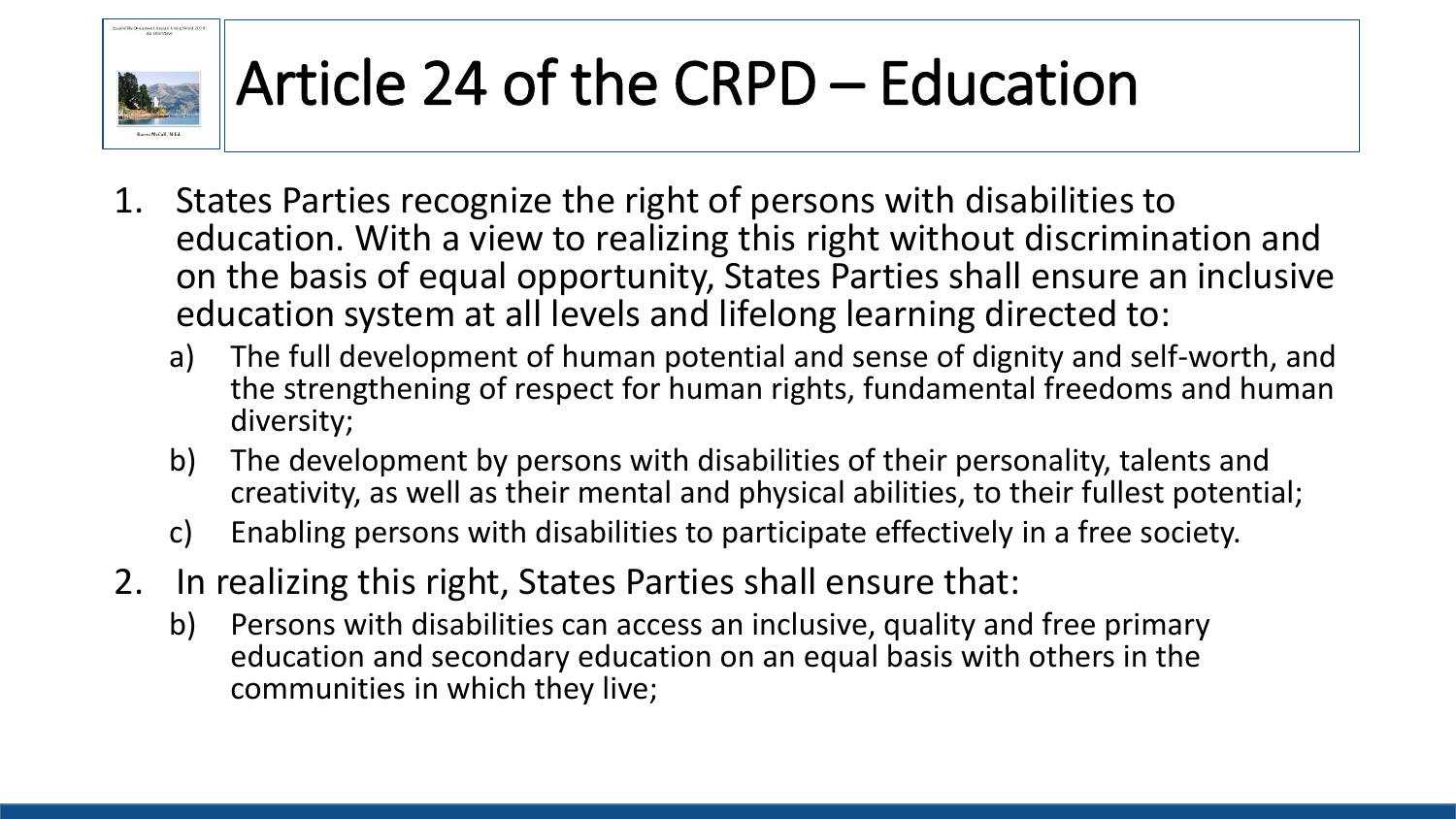# Article 24 of the CRPD – Education

1. States Parties recognize the right of persons with disabilities to education. With a view to realizing this right without discrimination and on the basis of equal opportunity, States Parties shall ensure an inclusive education system at all levels and lifelong learning directed to:
   a) The full development of human potential and sense of dignity and self-worth, and the strengthening of respect for human rights, fundamental freedoms and human diversity;
   b) The development by persons with disabilities of their personality, talents and creativity, as well as their mental and physical abilities, to their fullest potential;
   c) Enabling persons with disabilities to participate effectively in a free society.
2. In realizing this right, States Parties shall ensure that:
   b) Persons with disabilities can access an inclusive, quality and free primary education and secondary education on an equal basis with others in the communities in which they live;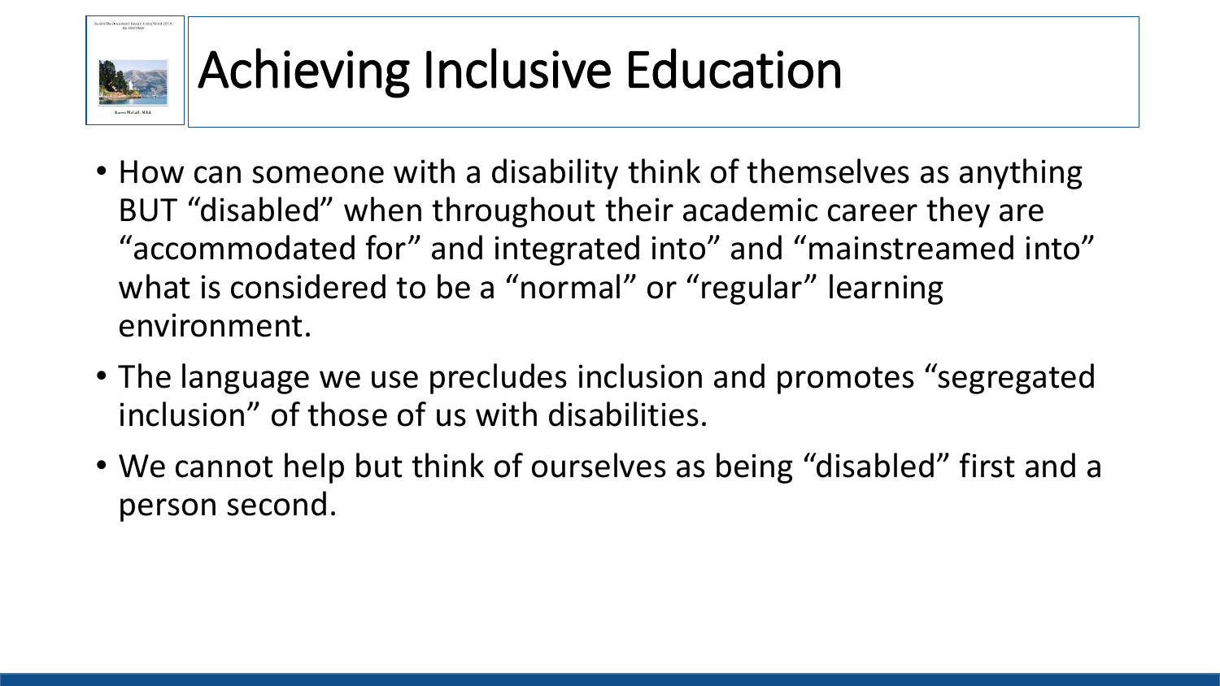# Achieving Inclusive Education

- How can someone with a disability think of themselves as anything BUT "disabled" when throughout their academic career they are "accommodated for" and integrated into" and "mainstreamed into" what is considered to be a "normal" or "regular" learning environment.
- The language we use precludes inclusion and promotes "segregated inclusion" of those of us with disabilities.
- We cannot help but think of ourselves as being "disabled" first and a person second.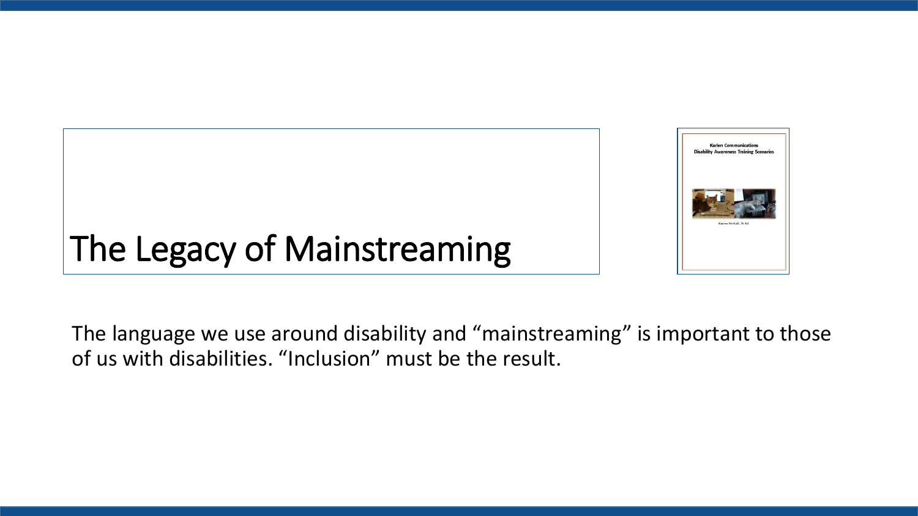# The Legacy of Mainstreaming

The language we use around disability and "mainstreaming" is important to those of us with disabilities. "Inclusion" must be the result.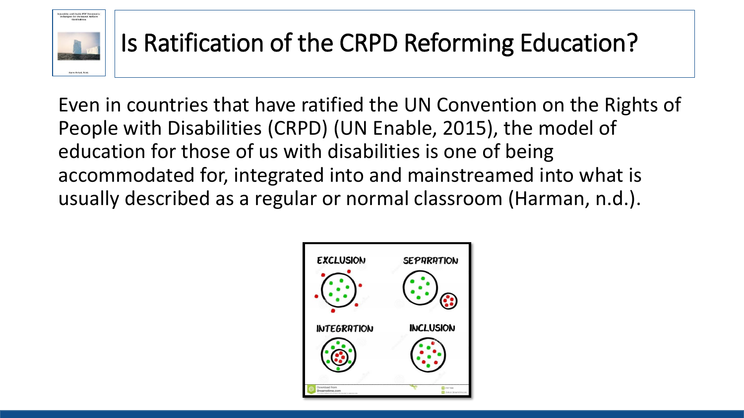# Is Ratification of the CRPD Reforming Education?

Even in countries that have ratified the UN Convention on the Rights of People with Disabilities (CRPD) (UN Enable, 2015), the model of education for those of us with disabilities is one of being accommodated for, integrated into and mainstreamed into what is usually described as a regular or normal classroom (Harman, n.d.).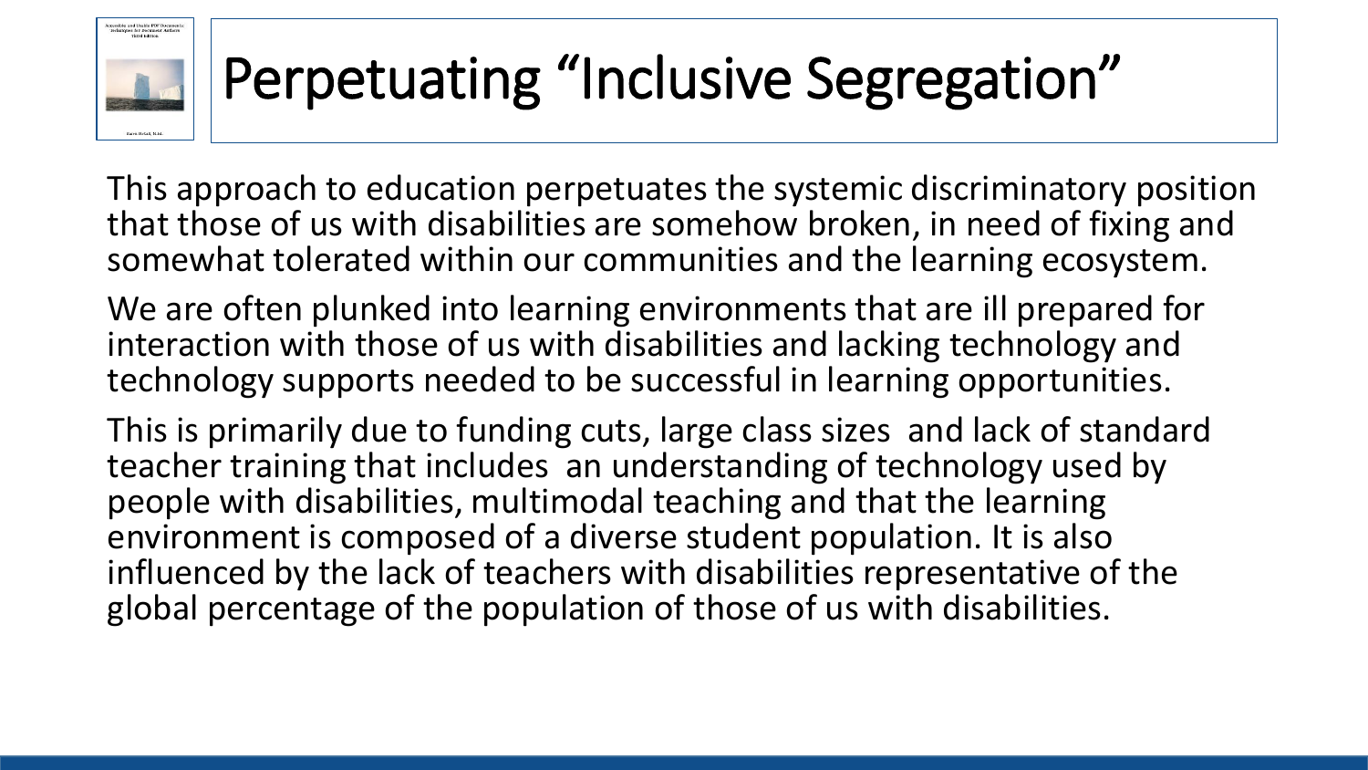# Perpetuating "Inclusive Segregation"

This approach to education perpetuates the systemic discriminatory position that those of us with disabilities are somehow broken, in need of fixing and somewhat tolerated within our communities and the learning ecosystem.

We are often plunked into learning environments that are ill prepared for interaction with those of us with disabilities and lacking technology and technology supports needed to be successful in learning opportunities.

This is primarily due to funding cuts, large class sizes and lack of standard teacher training that includes an understanding of technology used by people with disabilities, multimodal teaching and that the learning environment is composed of a diverse student population. It is also influenced by the lack of teachers with disabilities representative of the global percentage of the population of those of us with disabilities.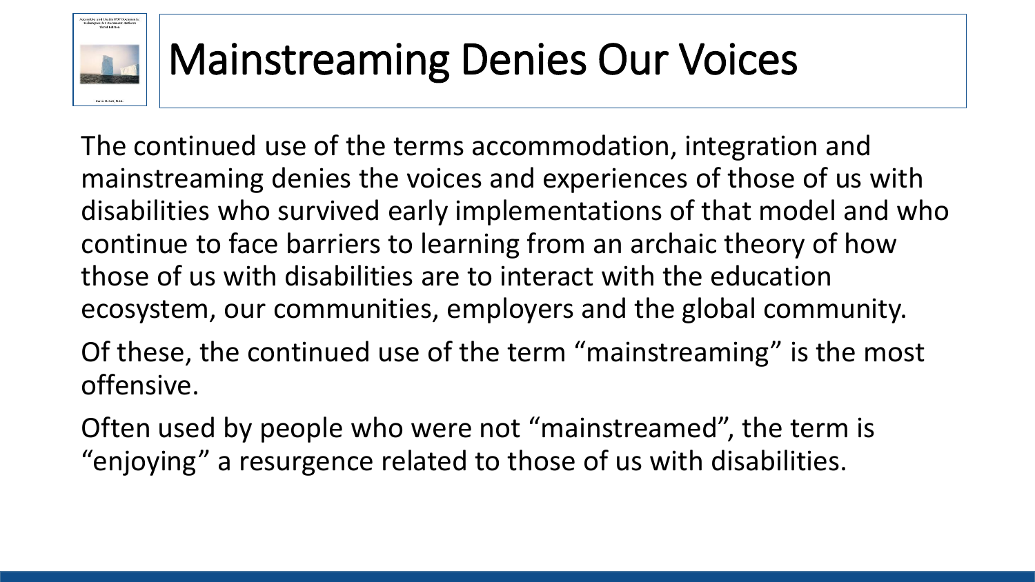# Mainstreaming Denies Our Voices

The continued use of the terms accommodation, integration and mainstreaming denies the voices and experiences of those of us with disabilities who survived early implementations of that model and who continue to face barriers to learning from an archaic theory of how those of us with disabilities are to interact with the education ecosystem, our communities, employers and the global community.

Of these, the continued use of the term “mainstreaming” is the most offensive.

Often used by people who were not “mainstreamed”, the term is “enjoying” a resurgence related to those of us with disabilities.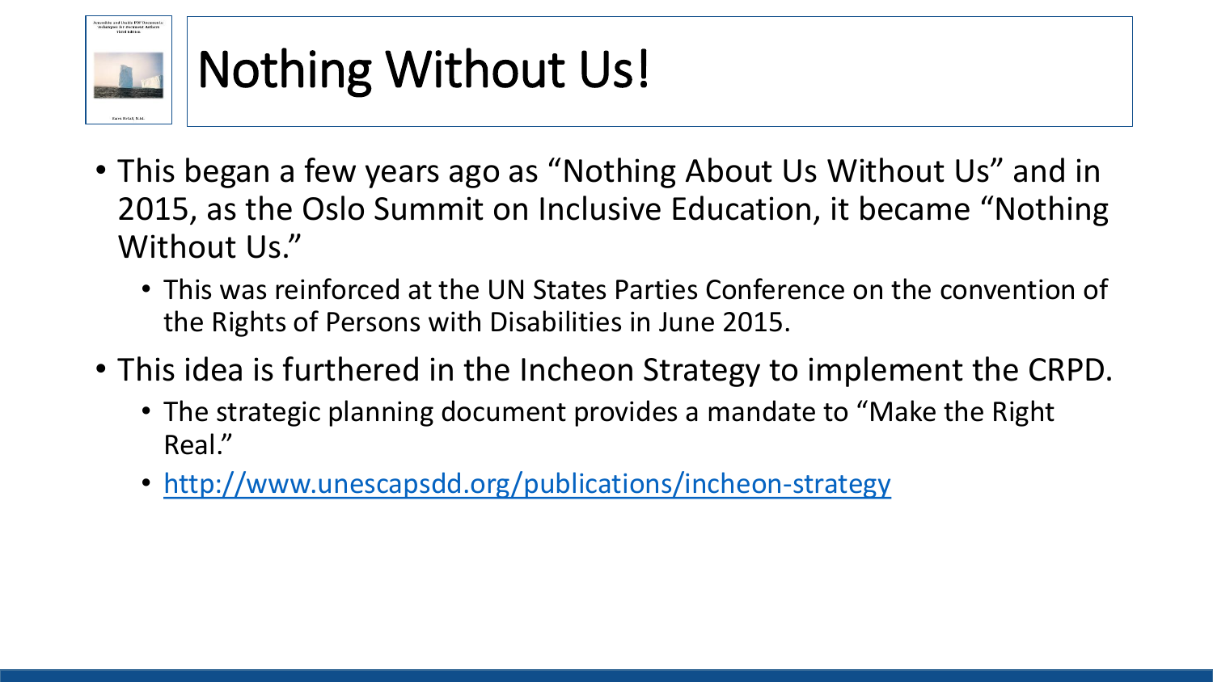# Nothing Without Us!

- This began a few years ago as "Nothing About Us Without Us" and in 2015, as the Oslo Summit on Inclusive Education, it became "Nothing Without Us."
  - This was reinforced at the UN States Parties Conference on the convention of the Rights of Persons with Disabilities in June 2015.
- This idea is furthered in the Incheon Strategy to implement the CRPD.
  - The strategic planning document provides a mandate to "Make the Right Real."
  - [http://www.unescapsdd.org/publications/incheon-strategy](http://www.unescapsdd.org/publications/incheon-strategy)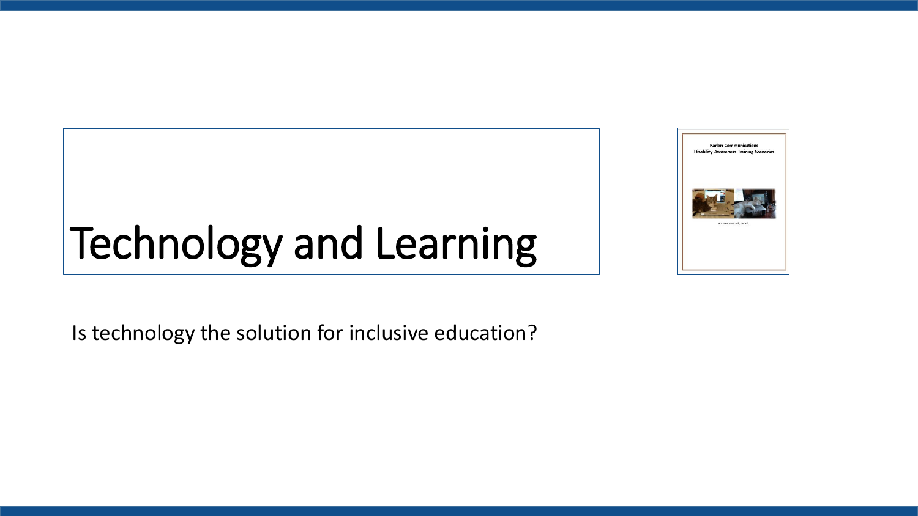# Technology and Learning

Is technology the solution for inclusive education?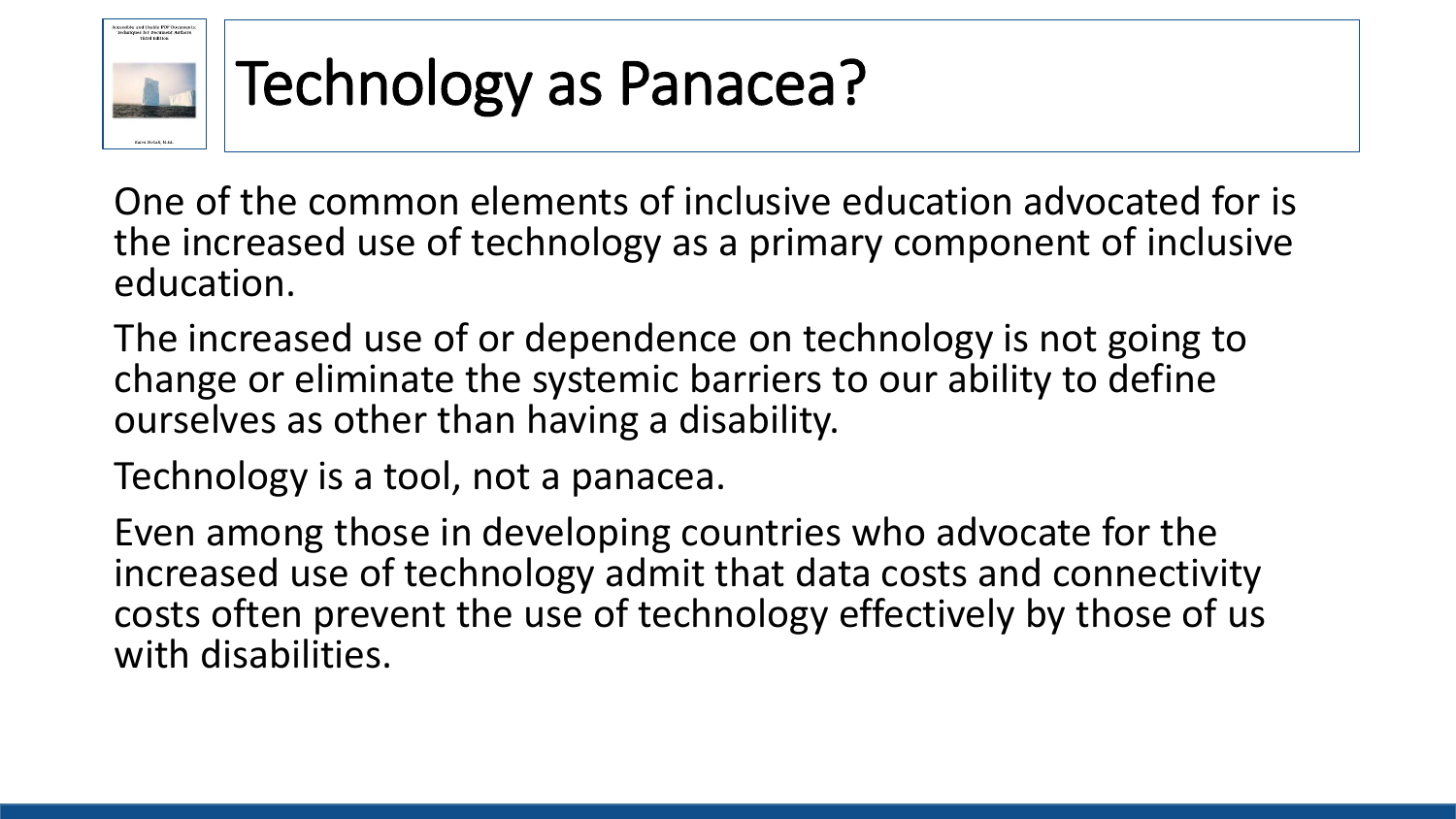# Technology as Panacea?

One of the common elements of inclusive education advocated for is the increased use of technology as a primary component of inclusive education.

The increased use of or dependence on technology is not going to change or eliminate the systemic barriers to our ability to define ourselves as other than having a disability.

Technology is a tool, not a panacea.

Even among those in developing countries who advocate for the increased use of technology admit that data costs and connectivity costs often prevent the use of technology effectively by those of us with disabilities.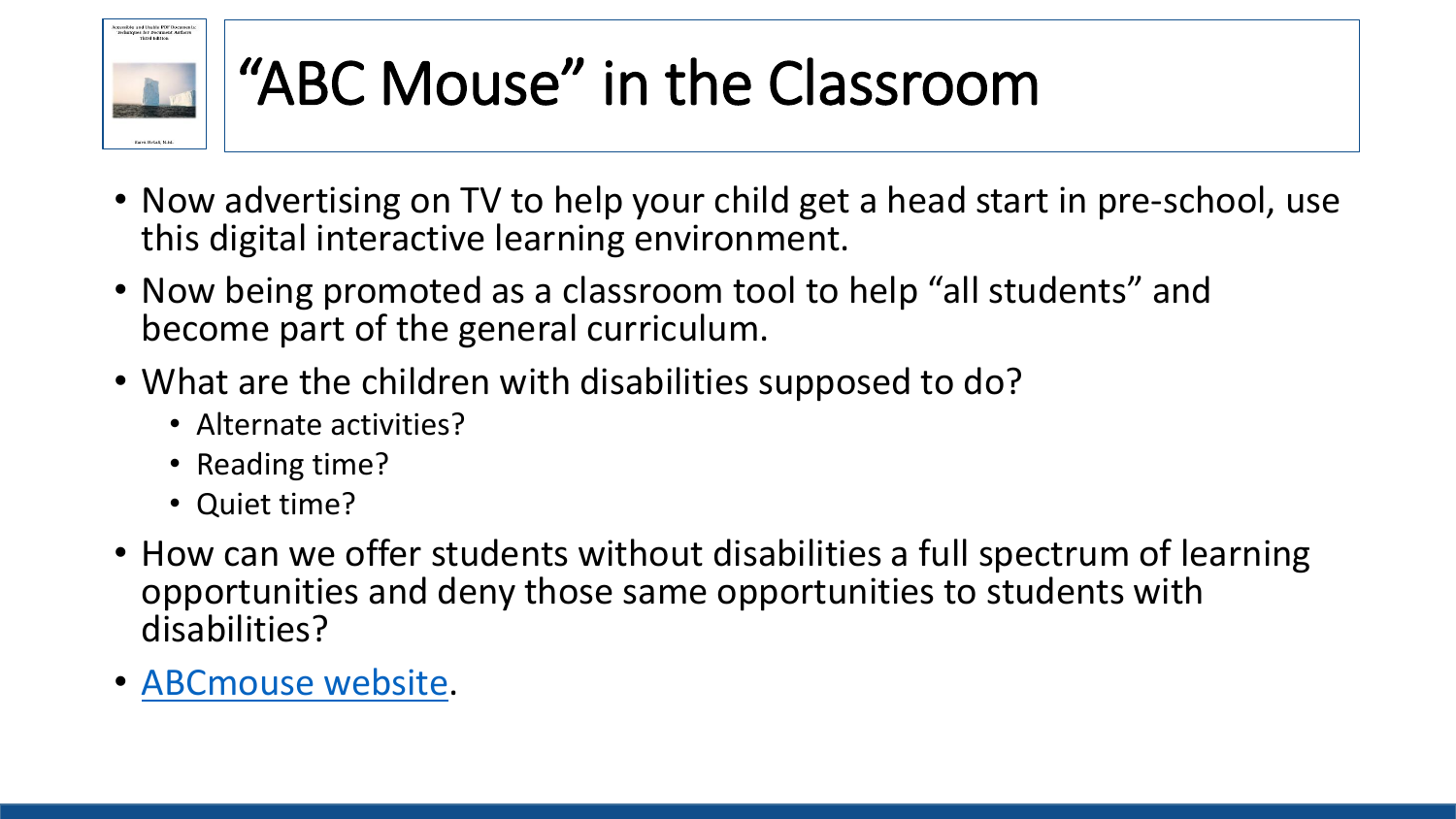# "ABC Mouse" in the Classroom

- Now advertising on TV to help your child get a head start in pre-school, use this digital interactive learning environment.
- Now being promoted as a classroom tool to help "all students" and become part of the general curriculum.
- What are the children with disabilities supposed to do?
  - Alternate activities?
  - Reading time?
  - Quiet time?
- How can we offer students without disabilities a full spectrum of learning opportunities and deny those same opportunities to students with disabilities?
- ABCmouse website.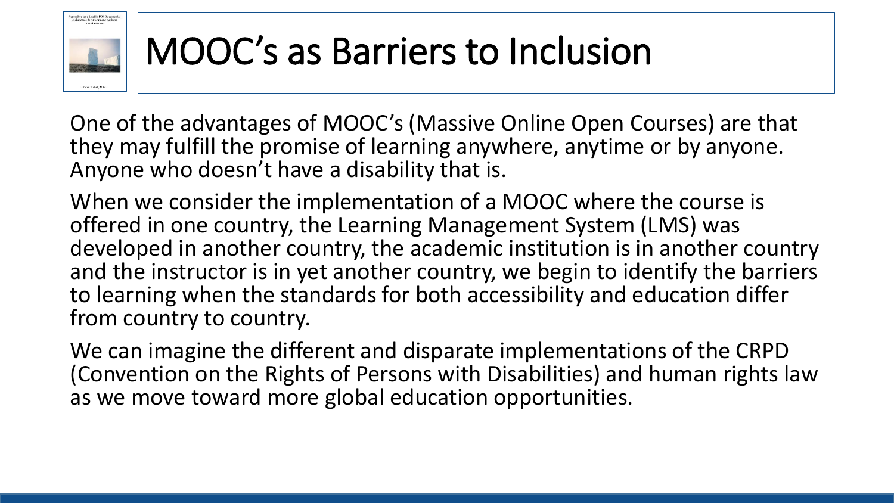# MOOC's as Barriers to Inclusion

One of the advantages of MOOC's (Massive Online Open Courses) are that they may fulfill the promise of learning anywhere, anytime or by anyone. Anyone who doesn't have a disability that is.

When we consider the implementation of a MOOC where the course is offered in one country, the Learning Management System (LMS) was developed in another country, the academic institution is in another country and the instructor is in yet another country, we begin to identify the barriers to learning when the standards for both accessibility and education differ from country to country.

We can imagine the different and disparate implementations of the CRPD (Convention on the Rights of Persons with Disabilities) and human rights law as we move toward more global education opportunities.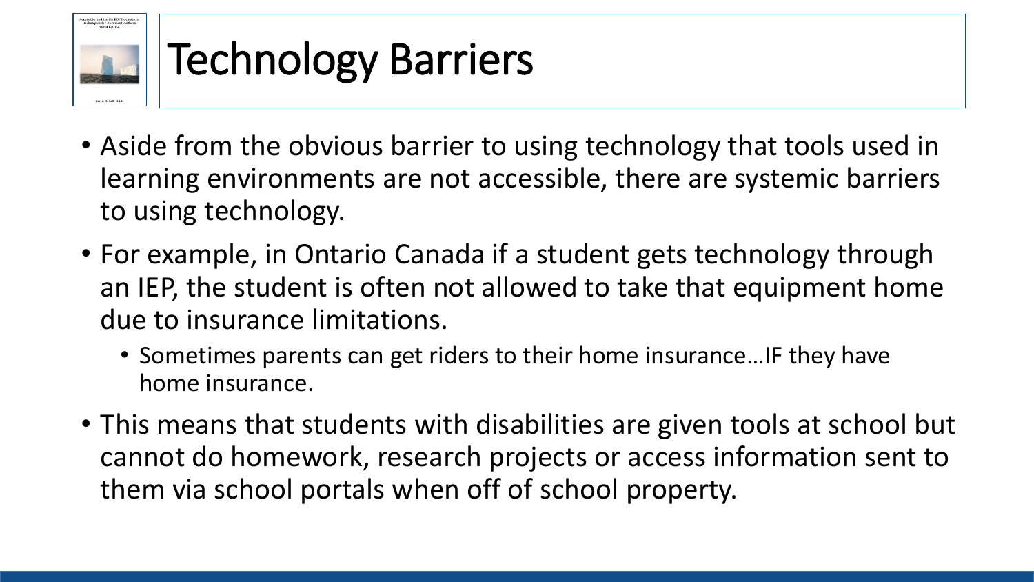# Technology Barriers

- Aside from the obvious barrier to using technology that tools used in learning environments are not accessible, there are systemic barriers to using technology.
- For example, in Ontario Canada if a student gets technology through an IEP, the student is often not allowed to take that equipment home due to insurance limitations.
  - Sometimes parents can get riders to their home insurance…IF they have home insurance.
- This means that students with disabilities are given tools at school but cannot do homework, research projects or access information sent to them via school portals when off of school property.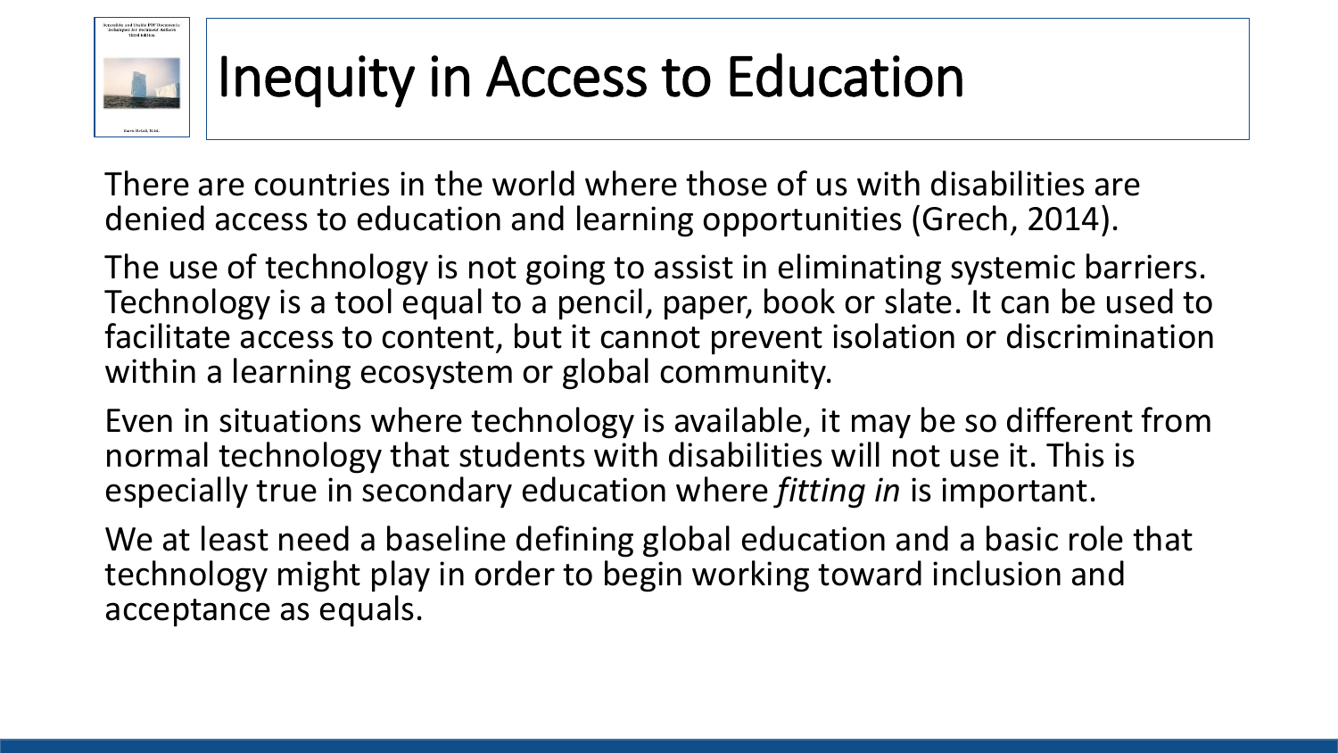# Inequity in Access to Education

There are countries in the world where those of us with disabilities are denied access to education and learning opportunities (Grech, 2014).

The use of technology is not going to assist in eliminating systemic barriers. Technology is a tool equal to a pencil, paper, book or slate. It can be used to facilitate access to content, but it cannot prevent isolation or discrimination within a learning ecosystem or global community.

Even in situations where technology is available, it may be so different from normal technology that students with disabilities will not use it. This is especially true in secondary education where *fitting in* is important.

We at least need a baseline defining global education and a basic role that technology might play in order to begin working toward inclusion and acceptance as equals.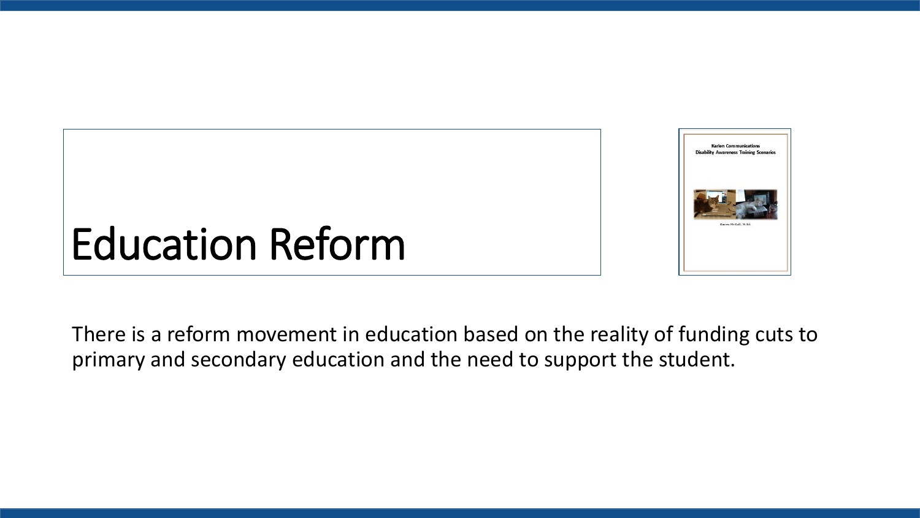# Education Reform

There is a reform movement in education based on the reality of funding cuts to primary and secondary education and the need to support the student.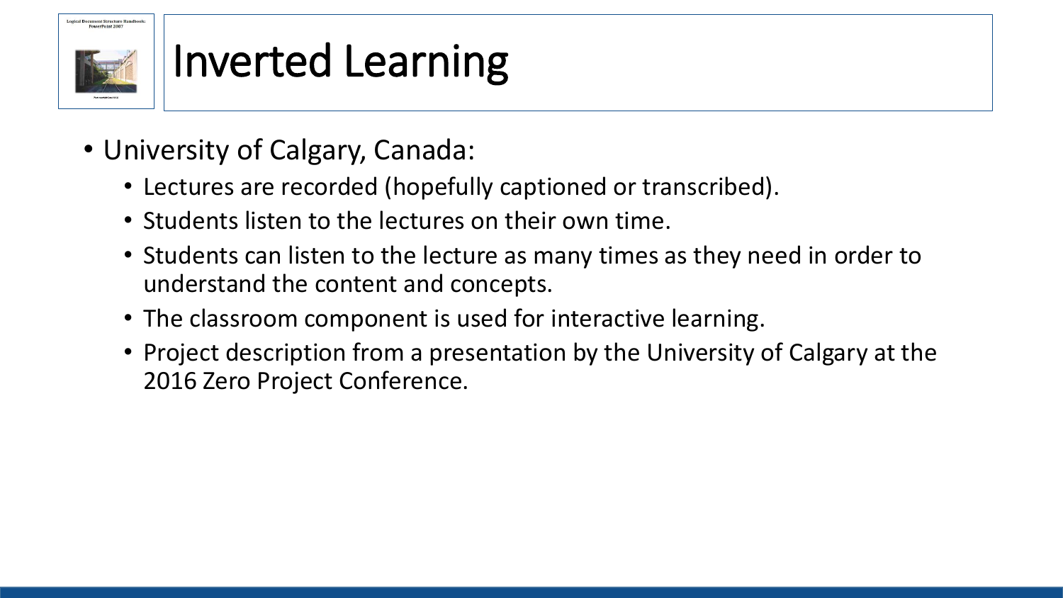# Inverted Learning

- University of Calgary, Canada:
  - Lectures are recorded (hopefully captioned or transcribed).
  - Students listen to the lectures on their own time.
  - Students can listen to the lecture as many times as they need in order to understand the content and concepts.
  - The classroom component is used for interactive learning.
  - Project description from a presentation by the University of Calgary at the 2016 Zero Project Conference.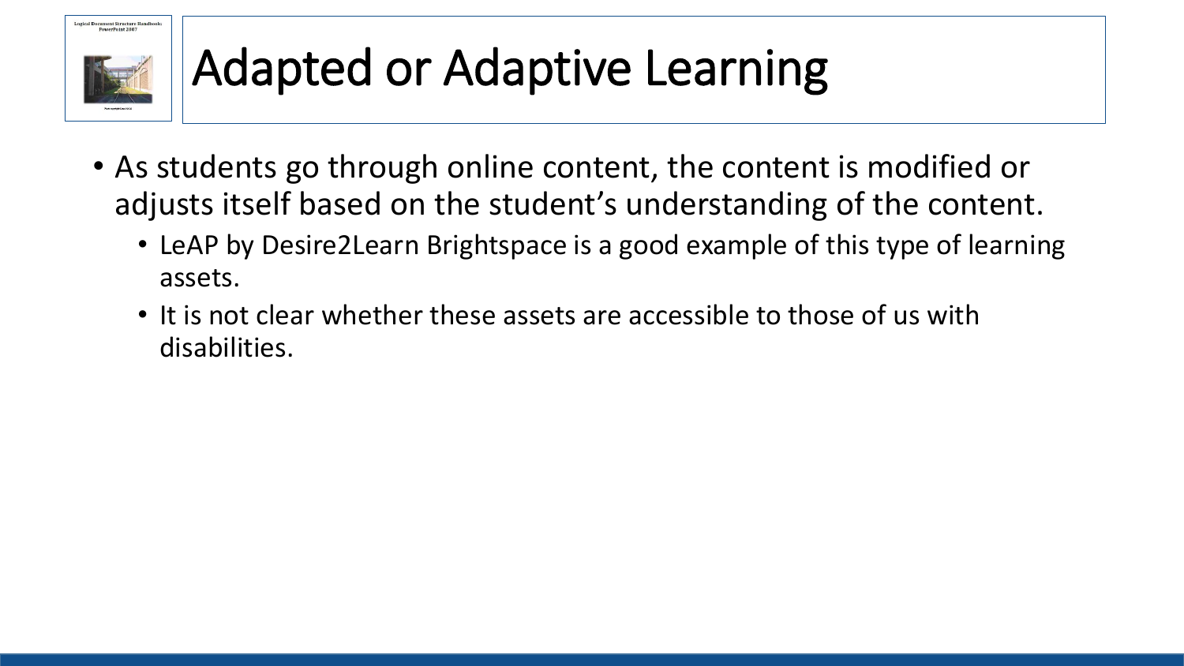# Adapted or Adaptive Learning

- As students go through online content, the content is modified or adjusts itself based on the student's understanding of the content.
  - LeAP by Desire2Learn Brightspace is a good example of this type of learning assets.
  - It is not clear whether these assets are accessible to those of us with disabilities.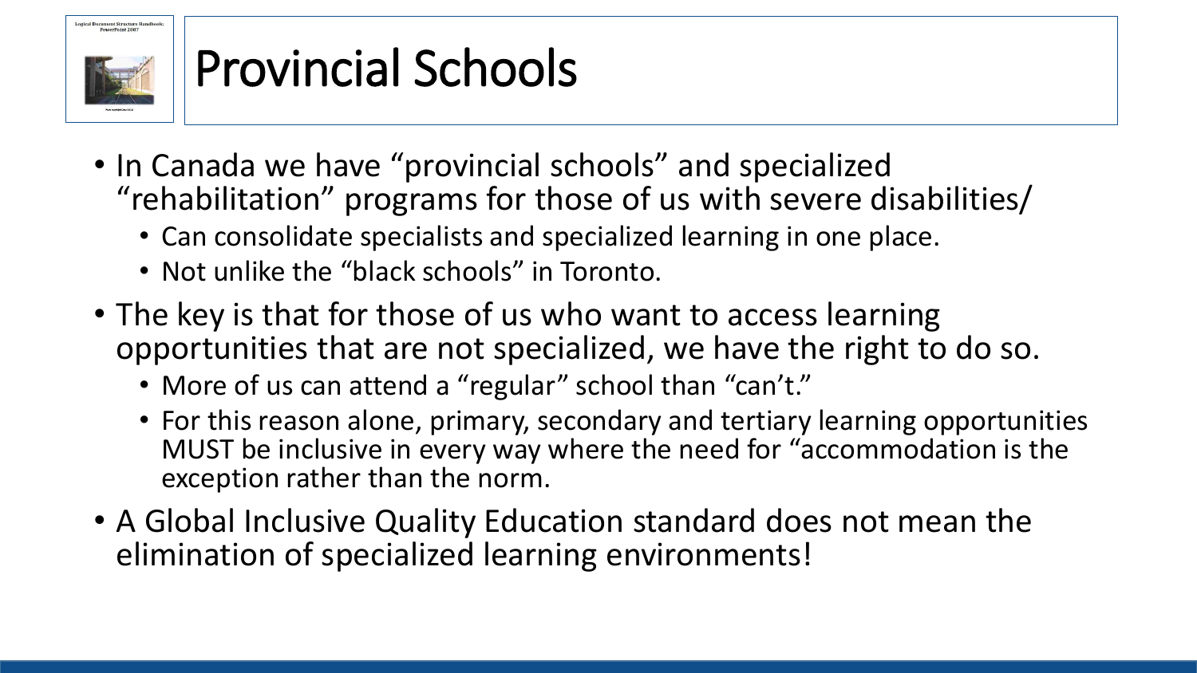# Provincial Schools

- In Canada we have "provincial schools" and specialized "rehabilitation" programs for those of us with severe disabilities/
  - Can consolidate specialists and specialized learning in one place.
  - Not unlike the "black schools" in Toronto.
- The key is that for those of us who want to access learning opportunities that are not specialized, we have the right to do so.
  - More of us can attend a "regular" school than "can't."
  - For this reason alone, primary, secondary and tertiary learning opportunities MUST be inclusive in every way where the need for "accommodation is the exception rather than the norm.
- A Global Inclusive Quality Education standard does not mean the elimination of specialized learning environments!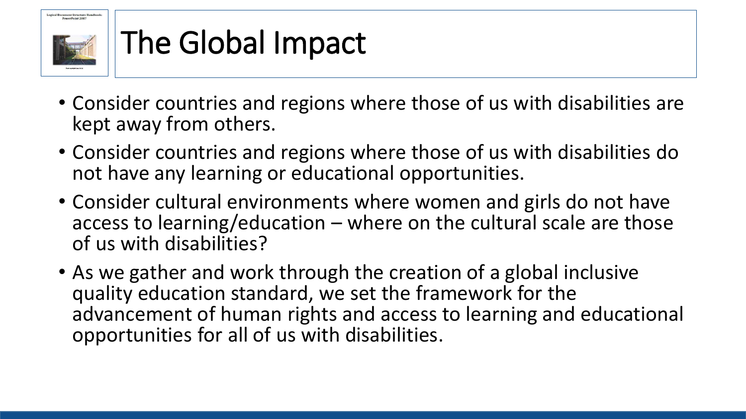# The Global Impact

- Consider countries and regions where those of us with disabilities are kept away from others.
- Consider countries and regions where those of us with disabilities do not have any learning or educational opportunities.
- Consider cultural environments where women and girls do not have access to learning/education – where on the cultural scale are those of us with disabilities?
- As we gather and work through the creation of a global inclusive quality education standard, we set the framework for the advancement of human rights and access to learning and educational opportunities for all of us with disabilities.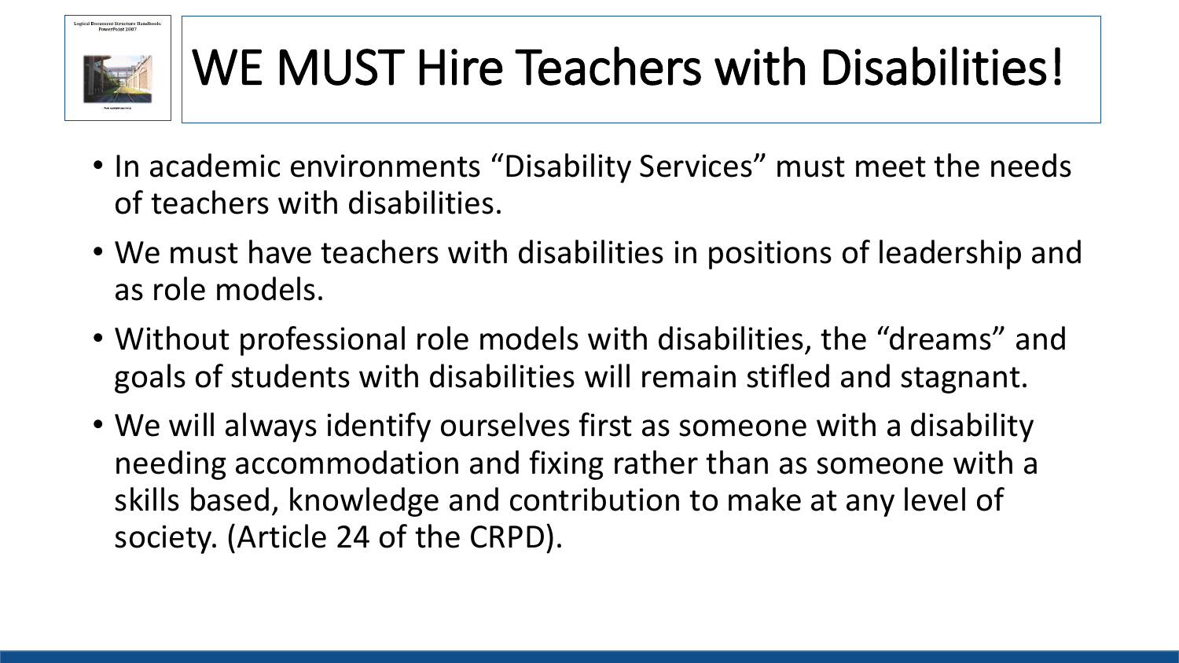# WE MUST Hire Teachers with Disabilities!

- In academic environments “Disability Services” must meet the needs of teachers with disabilities.
- We must have teachers with disabilities in positions of leadership and as role models.
- Without professional role models with disabilities, the “dreams” and goals of students with disabilities will remain stifled and stagnant.
- We will always identify ourselves first as someone with a disability needing accommodation and fixing rather than as someone with a skills based, knowledge and contribution to make at any level of society. (Article 24 of the CRPD).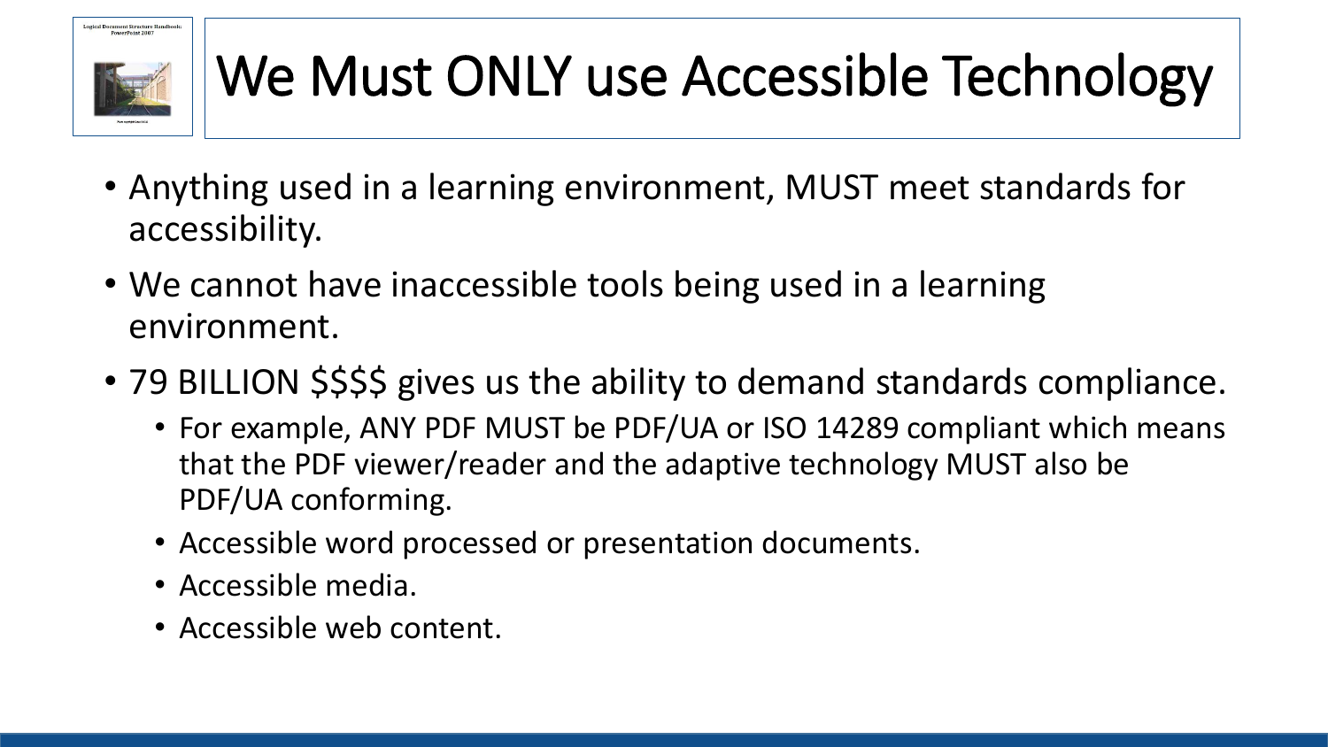# We Must ONLY use Accessible Technology

- Anything used in a learning environment, MUST meet standards for accessibility.
- We cannot have inaccessible tools being used in a learning environment.
- 79 BILLION $$$$ gives us the ability to demand standards compliance.
  - For example, ANY PDF MUST be PDF/UA or ISO 14289 compliant which means that the PDF viewer/reader and the adaptive technology MUST also be PDF/UA conforming.
  - Accessible word processed or presentation documents.
  - Accessible media.
  - Accessible web content.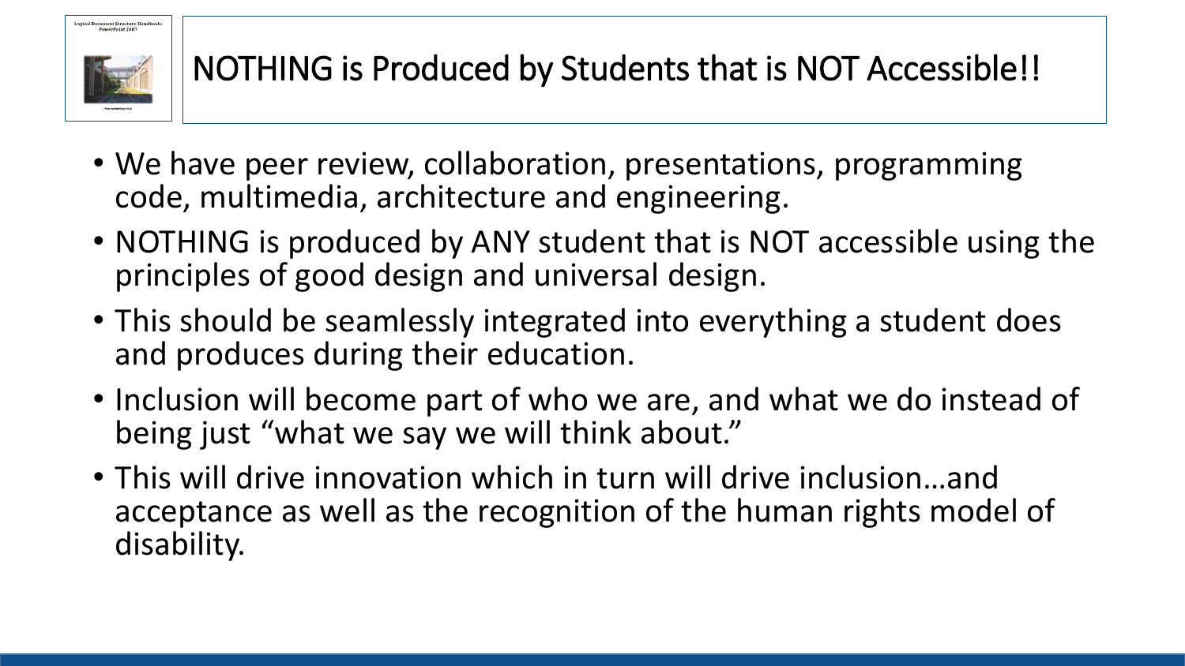# NOTHING is Produced by Students that is NOT Accessible!!

- We have peer review, collaboration, presentations, programming code, multimedia, architecture and engineering.
- NOTHING is produced by ANY student that is NOT accessible using the principles of good design and universal design.
- This should be seamlessly integrated into everything a student does and produces during their education.
- Inclusion will become part of who we are, and what we do instead of being just "what we say we will think about."
- This will drive innovation which in turn will drive inclusion…and acceptance as well as the recognition of the human rights model of disability.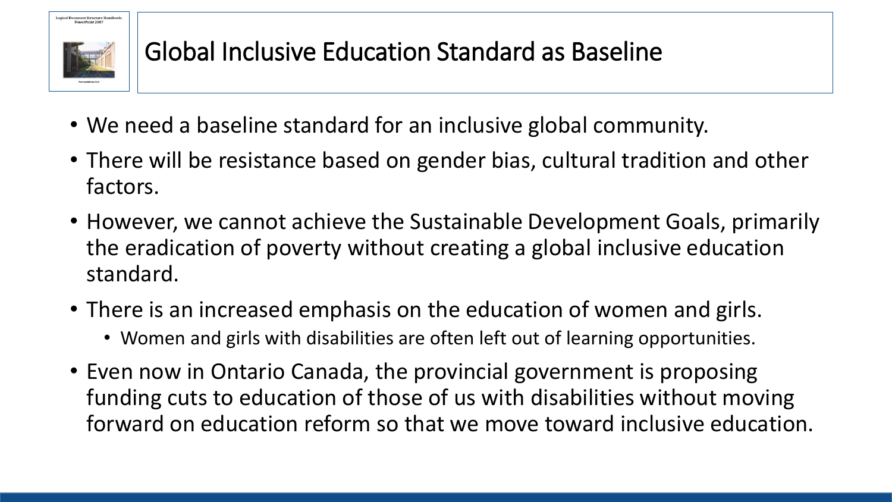# Global Inclusive Education Standard as Baseline

- We need a baseline standard for an inclusive global community.
- There will be resistance based on gender bias, cultural tradition and other factors.
- However, we cannot achieve the Sustainable Development Goals, primarily the eradication of poverty without creating a global inclusive education standard.
- There is an increased emphasis on the education of women and girls.
  - Women and girls with disabilities are often left out of learning opportunities.
- Even now in Ontario Canada, the provincial government is proposing funding cuts to education of those of us with disabilities without moving forward on education reform so that we move toward inclusive education.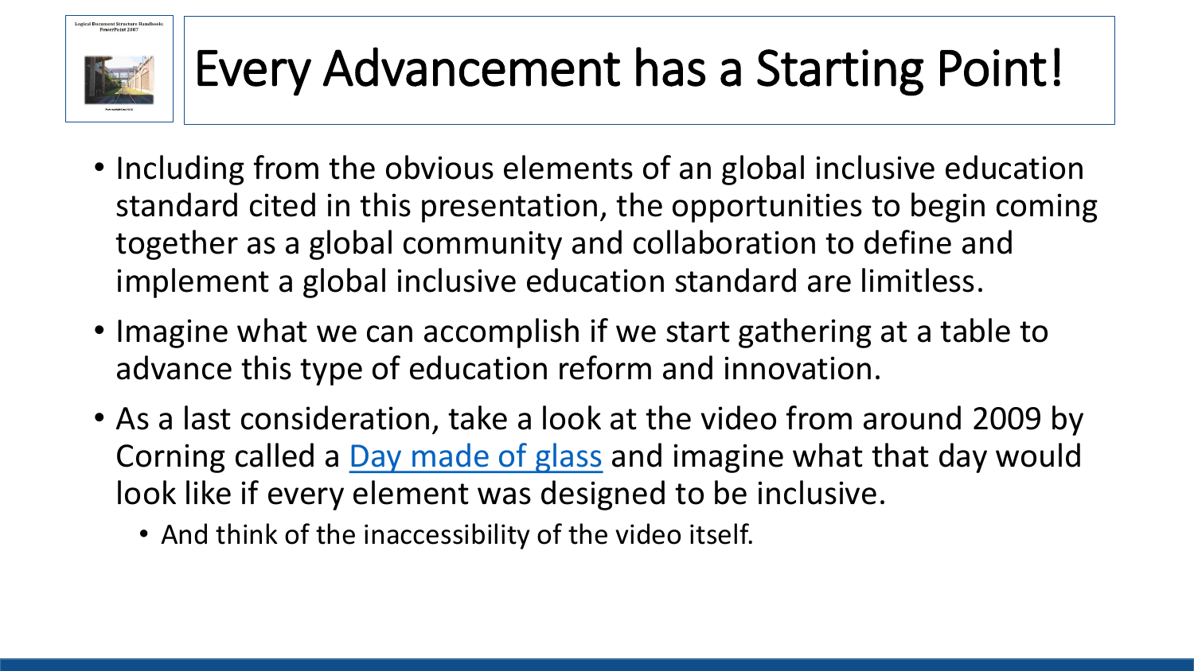# Every Advancement has a Starting Point!

- Including from the obvious elements of an global inclusive education standard cited in this presentation, the opportunities to begin coming together as a global community and collaboration to define and implement a global inclusive education standard are limitless.
- Imagine what we can accomplish if we start gathering at a table to advance this type of education reform and innovation.
- As a last consideration, take a look at the video from around 2009 by Corning called a Day made of glass and imagine what that day would look like if every element was designed to be inclusive.
  - And think of the inaccessibility of the video itself.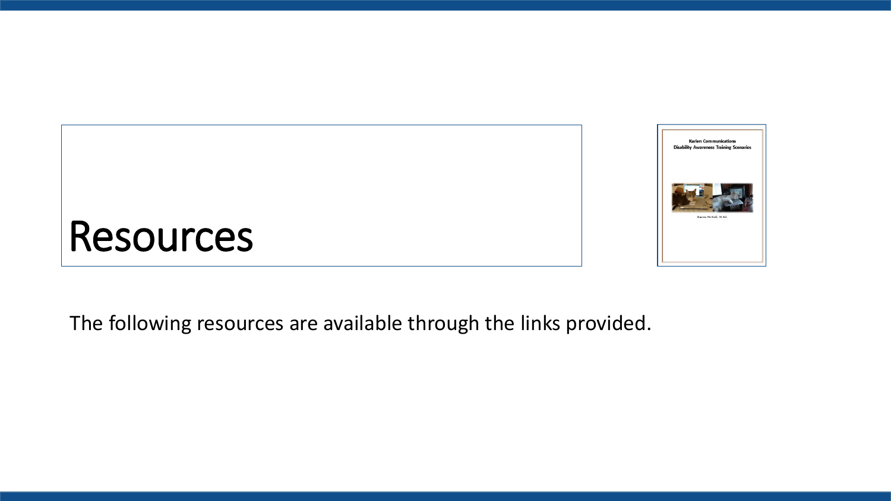# Resources

Karlen Communications
Disability Awareness Training Scenarios

Karen McCall, M.Ed.

The following resources are available through the links provided.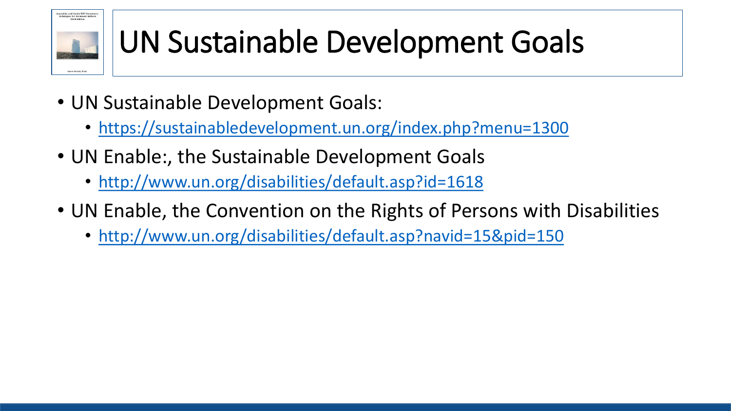# UN Sustainable Development Goals

- UN Sustainable Development Goals:
  - https://sustainabledevelopment.un.org/index.php?menu=1300
- UN Enable:, the Sustainable Development Goals
  - http://www.un.org/disabilities/default.asp?id=1618
- UN Enable, the Convention on the Rights of Persons with Disabilities
  - http://www.un.org/disabilities/default.asp?navid=15&pid=150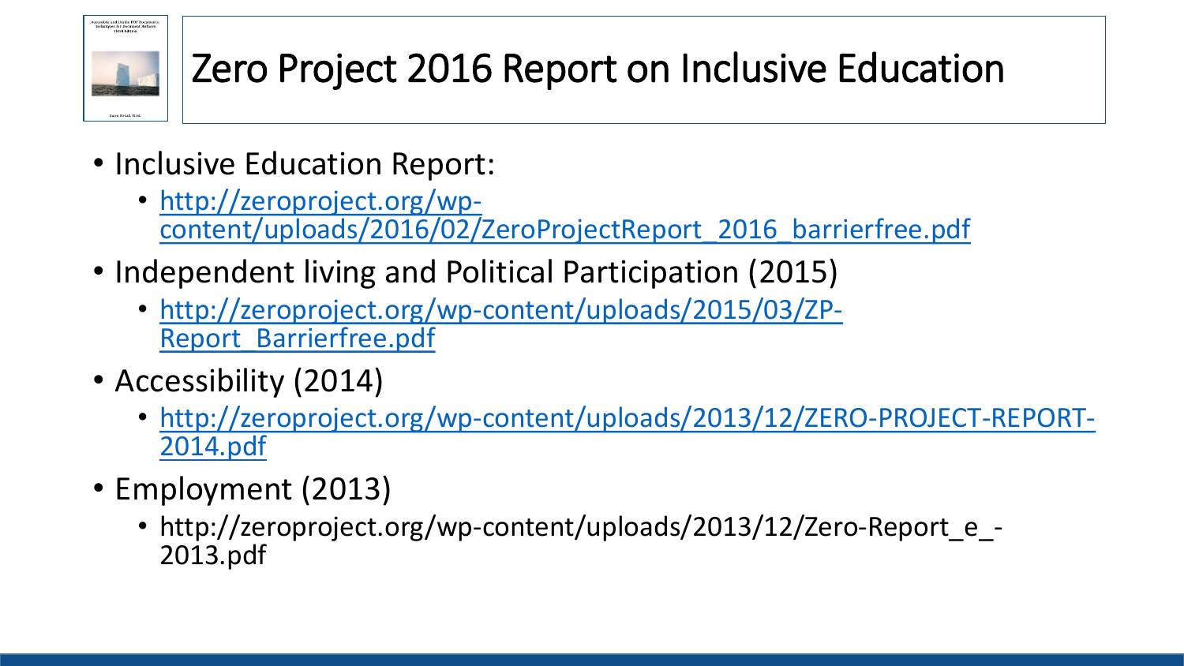# Zero Project 2016 Report on Inclusive Education

- Inclusive Education Report:
  - [http://zeroproject.org/wp-content/uploads/2016/02/ZeroProjectReport_2016_barrierfree.pdf](http://zeroproject.org/wp-content/uploads/2016/02/ZeroProjectReport_2016_barrierfree.pdf)
- Independent living and Political Participation (2015)
  - [http://zeroproject.org/wp-content/uploads/2015/03/ZP-Report_Barrierfree.pdf](http://zeroproject.org/wp-content/uploads/2015/03/ZP-Report_Barrierfree.pdf)
- Accessibility (2014)
  - [http://zeroproject.org/wp-content/uploads/2013/12/ZERO-PROJECT-REPORT-2014.pdf](http://zeroproject.org/wp-content/uploads/2013/12/ZERO-PROJECT-REPORT-2014.pdf)
- Employment (2013)
  - http://zeroproject.org/wp-content/uploads/2013/12/Zero-Report_e_-2013.pdf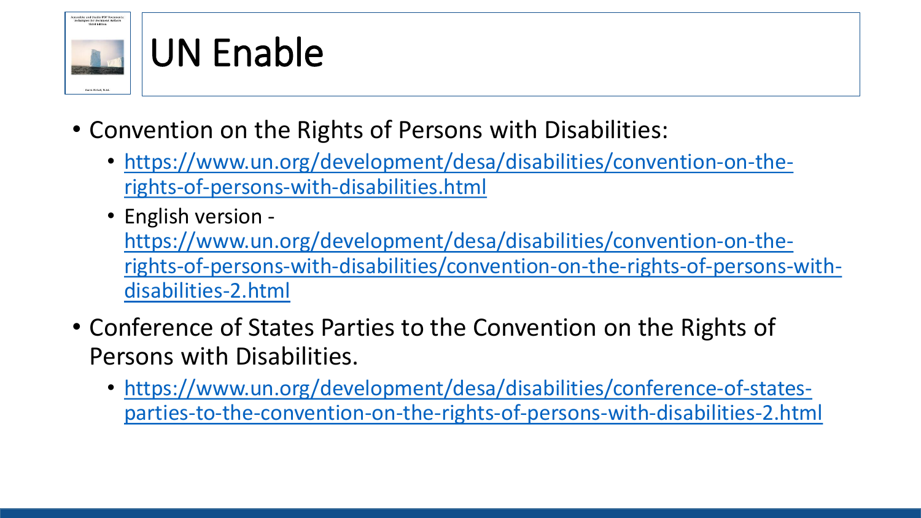# UN Enable

- Convention on the Rights of Persons with Disabilities:
  - https://www.un.org/development/desa/disabilities/convention-on-the-rights-of-persons-with-disabilities.html
  - English version - https://www.un.org/development/desa/disabilities/convention-on-the-rights-of-persons-with-disabilities/convention-on-the-rights-of-persons-with-disabilities-2.html
- Conference of States Parties to the Convention on the Rights of Persons with Disabilities.
  - https://www.un.org/development/desa/disabilities/conference-of-states-parties-to-the-convention-on-the-rights-of-persons-with-disabilities-2.html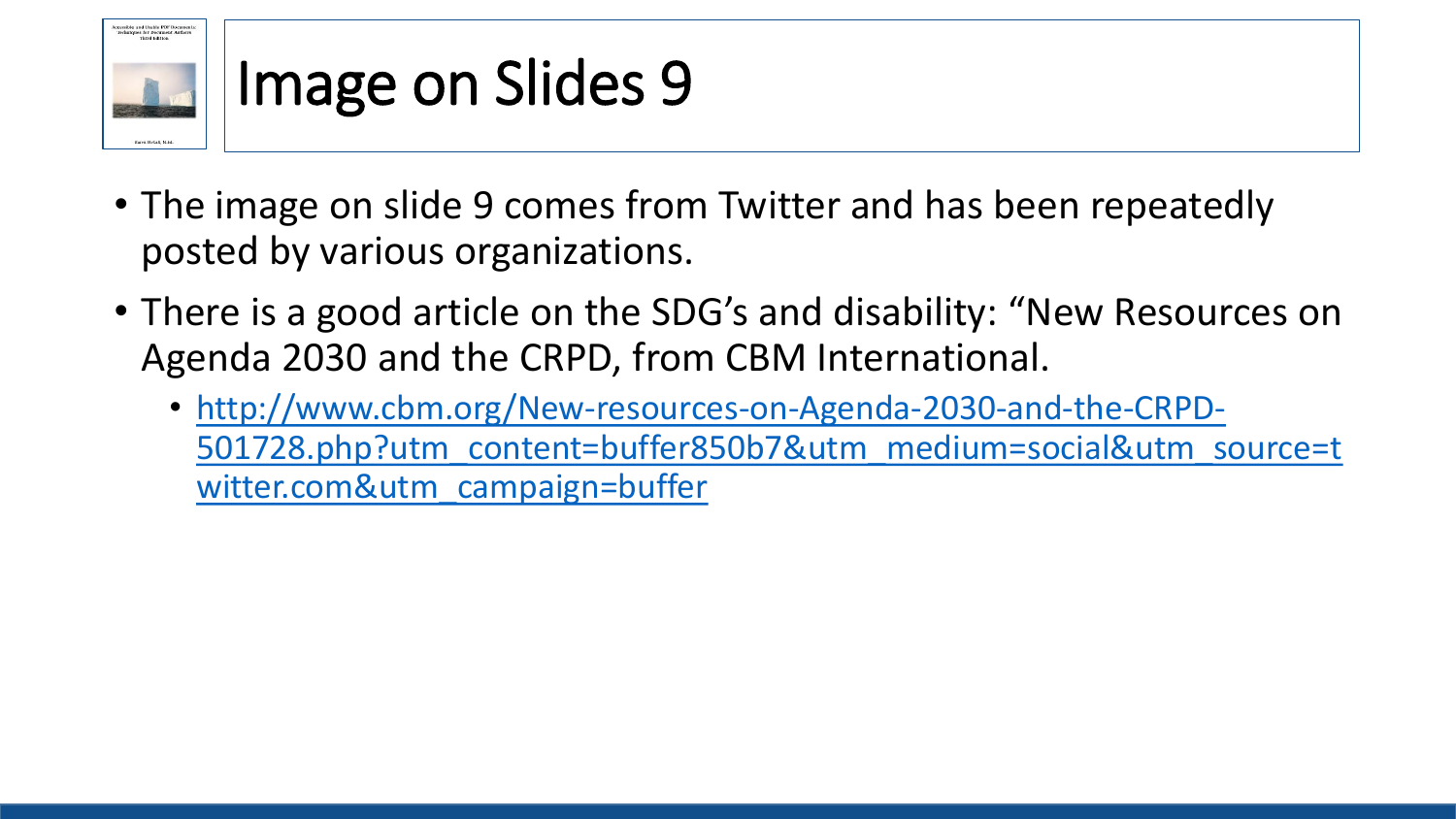# Image on Slides 9

- The image on slide 9 comes from Twitter and has been repeatedly posted by various organizations.
- There is a good article on the SDG's and disability: "New Resources on Agenda 2030 and the CRPD, from CBM International.
  - http://www.cbm.org/New-resources-on-Agenda-2030-and-the-CRPD-501728.php?utm_content=buffer850b7&utm_medium=social&utm_source=twitter.com&utm_campaign=buffer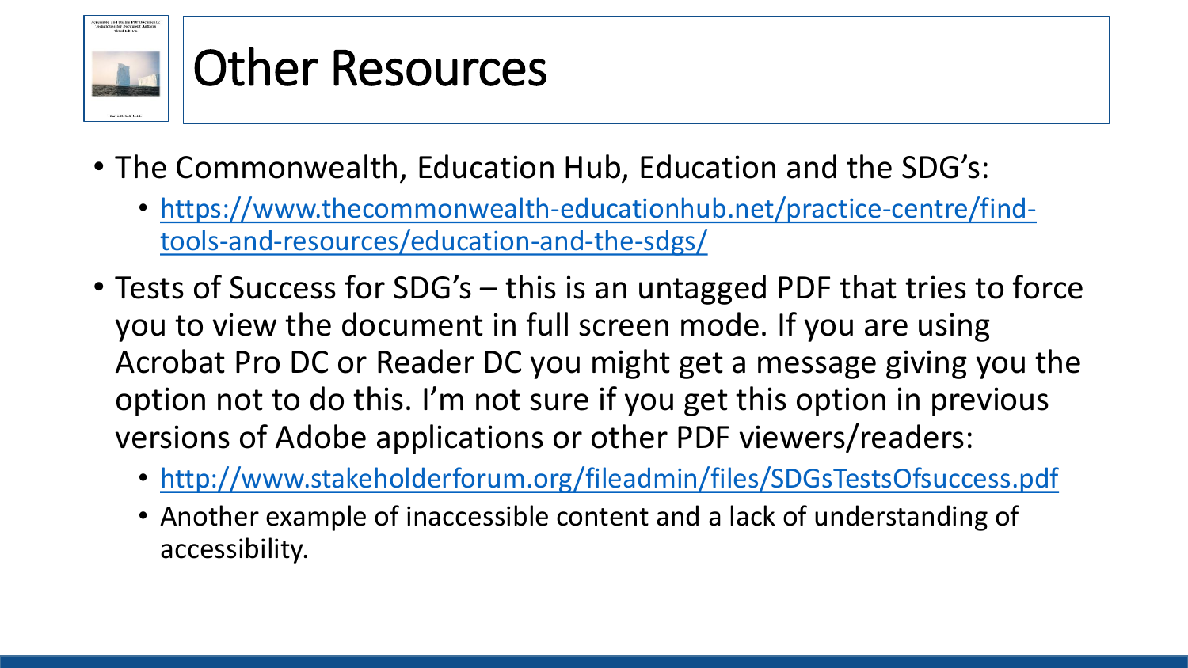# Other Resources

- The Commonwealth, Education Hub, Education and the SDG's:
  - https://www.thecommonwealth-educationhub.net/practice-centre/find-tools-and-resources/education-and-the-sdgs/
- Tests of Success for SDG's – this is an untagged PDF that tries to force you to view the document in full screen mode. If you are using Acrobat Pro DC or Reader DC you might get a message giving you the option not to do this. I'm not sure if you get this option in previous versions of Adobe applications or other PDF viewers/readers:
  - http://www.stakeholderforum.org/fileadmin/files/SDGsTestsOfsuccess.pdf
  - Another example of inaccessible content and a lack of understanding of accessibility.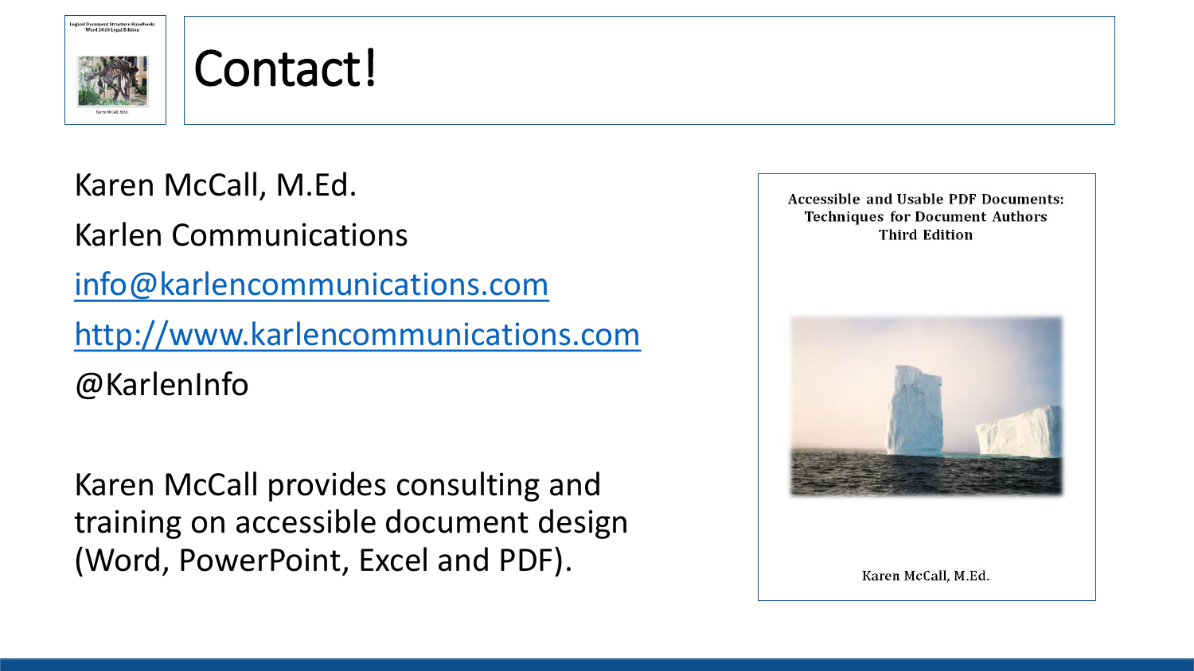# Contact!

Karen McCall, M.Ed.

Karlen Communications

info@karlencommunications.com

http://www.karlencommunications.com

@KarlenInfo

Karen McCall provides consulting and training on accessible document design (Word, PowerPoint, Excel and PDF).

Accessible and Usable PDF Documents: Techniques for Document Authors Third Edition

Karen McCall, M.Ed.